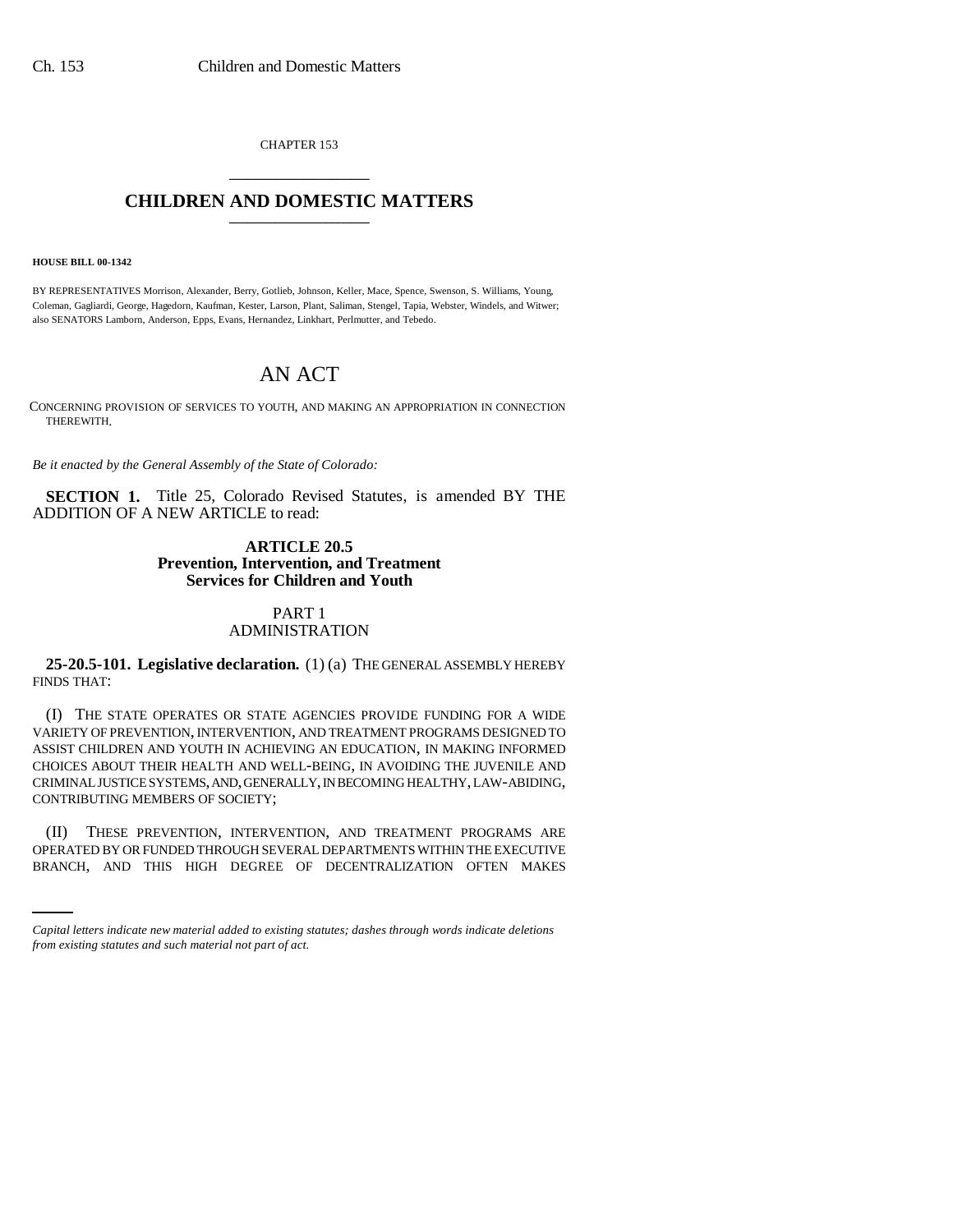CHAPTER 153

# CHILDREN AND DOMESTIC MATTERS

**HOUSE BILL 00-1342**

BY REPRESENTATIVES Morrison, Alexander, Berry, Gotlieb, Johnson, Keller, Mace, Spence, Swenson, S. Williams, Young, Coleman, Gagliardi, George, Hagedorn, Kaufman, Kester, Larson, Plant, Saliman, Stengel, Tapia, Webster, Windels, and Witwer; also SENATORS Lamborn, Anderson, Epps, Evans, Hernandez, Linkhart, Perlmutter, and Tebedo.

# AN ACT

CONCERNING PROVISION OF SERVICES TO YOUTH, AND MAKING AN APPROPRIATION IN CONNECTION THEREWITH.

*Be it enacted by the General Assembly of the State of Colorado:*

**SECTION 1.** Title 25, Colorado Revised Statutes, is amended BY THE ADDITION OF A NEW ARTICLE to read:

## ARTICLE 20.5
## Prevention, Intervention, and Treatment Services for Children and Youth

### PART 1
### ADMINISTRATION

**25-20.5-101. Legislative declaration.** (1) (a) THE GENERAL ASSEMBLY HEREBY FINDS THAT:

(I) THE STATE OPERATES OR STATE AGENCIES PROVIDE FUNDING FOR A WIDE VARIETY OF PREVENTION, INTERVENTION, AND TREATMENT PROGRAMS DESIGNED TO ASSIST CHILDREN AND YOUTH IN ACHIEVING AN EDUCATION, IN MAKING INFORMED CHOICES ABOUT THEIR HEALTH AND WELL-BEING, IN AVOIDING THE JUVENILE AND CRIMINAL JUSTICE SYSTEMS, AND, GENERALLY, IN BECOMING HEALTHY, LAW-ABIDING, CONTRIBUTING MEMBERS OF SOCIETY;

(II) THESE PREVENTION, INTERVENTION, AND TREATMENT PROGRAMS ARE OPERATED BY OR FUNDED THROUGH SEVERAL DEPARTMENTS WITHIN THE EXECUTIVE BRANCH, AND THIS HIGH DEGREE OF DECENTRALIZATION OFTEN MAKES

*Capital letters indicate new material added to existing statutes; dashes through words indicate deletions from existing statutes and such material not part of act.*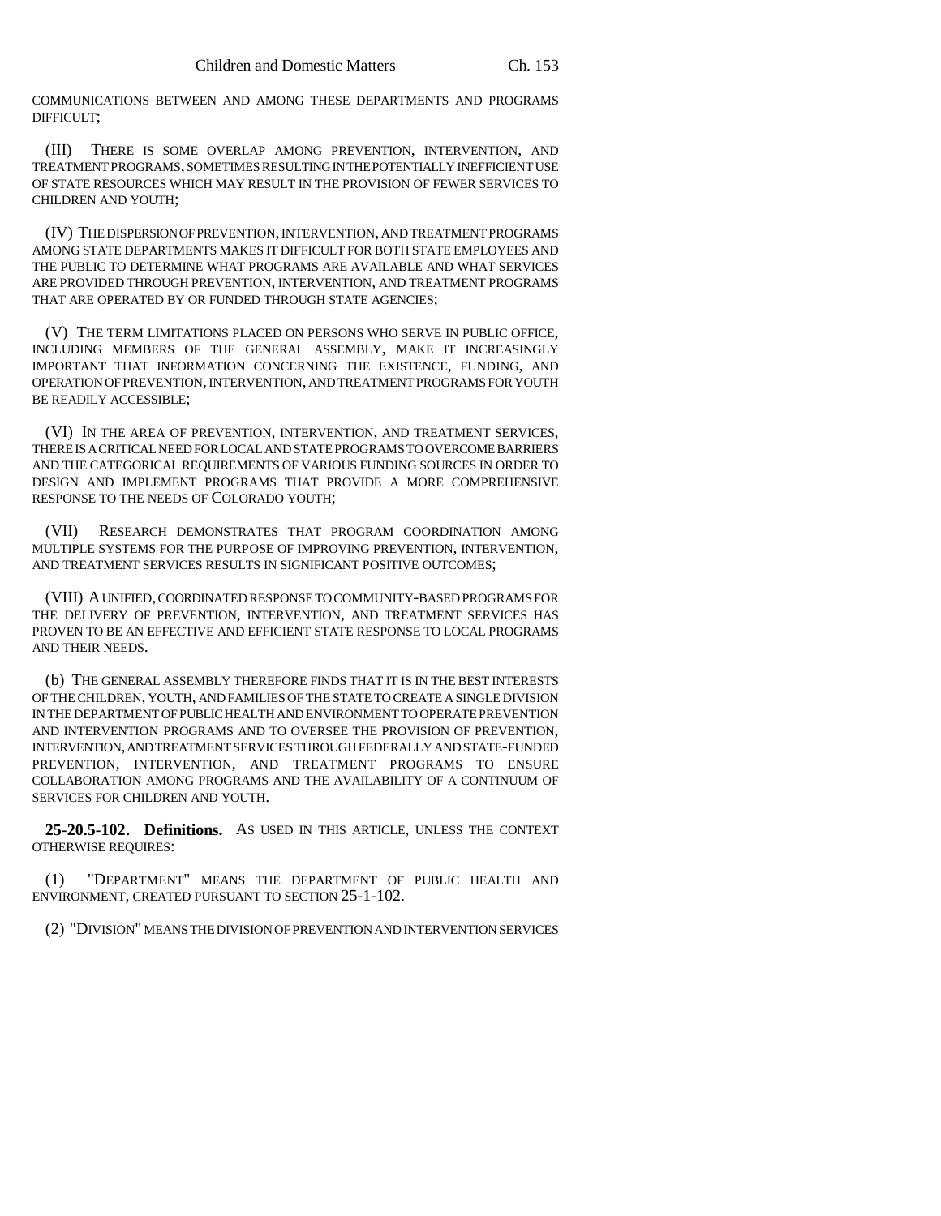COMMUNICATIONS BETWEEN AND AMONG THESE DEPARTMENTS AND PROGRAMS DIFFICULT;

(III) THERE IS SOME OVERLAP AMONG PREVENTION, INTERVENTION, AND TREATMENT PROGRAMS, SOMETIMES RESULTING IN THE POTENTIALLY INEFFICIENT USE OF STATE RESOURCES WHICH MAY RESULT IN THE PROVISION OF FEWER SERVICES TO CHILDREN AND YOUTH;

(IV) THE DISPERSION OF PREVENTION, INTERVENTION, AND TREATMENT PROGRAMS AMONG STATE DEPARTMENTS MAKES IT DIFFICULT FOR BOTH STATE EMPLOYEES AND THE PUBLIC TO DETERMINE WHAT PROGRAMS ARE AVAILABLE AND WHAT SERVICES ARE PROVIDED THROUGH PREVENTION, INTERVENTION, AND TREATMENT PROGRAMS THAT ARE OPERATED BY OR FUNDED THROUGH STATE AGENCIES;

(V) THE TERM LIMITATIONS PLACED ON PERSONS WHO SERVE IN PUBLIC OFFICE, INCLUDING MEMBERS OF THE GENERAL ASSEMBLY, MAKE IT INCREASINGLY IMPORTANT THAT INFORMATION CONCERNING THE EXISTENCE, FUNDING, AND OPERATION OF PREVENTION, INTERVENTION, AND TREATMENT PROGRAMS FOR YOUTH BE READILY ACCESSIBLE;

(VI) IN THE AREA OF PREVENTION, INTERVENTION, AND TREATMENT SERVICES, THERE IS A CRITICAL NEED FOR LOCAL AND STATE PROGRAMS TO OVERCOME BARRIERS AND THE CATEGORICAL REQUIREMENTS OF VARIOUS FUNDING SOURCES IN ORDER TO DESIGN AND IMPLEMENT PROGRAMS THAT PROVIDE A MORE COMPREHENSIVE RESPONSE TO THE NEEDS OF COLORADO YOUTH;

(VII) RESEARCH DEMONSTRATES THAT PROGRAM COORDINATION AMONG MULTIPLE SYSTEMS FOR THE PURPOSE OF IMPROVING PREVENTION, INTERVENTION, AND TREATMENT SERVICES RESULTS IN SIGNIFICANT POSITIVE OUTCOMES;

(VIII) A UNIFIED, COORDINATED RESPONSE TO COMMUNITY-BASED PROGRAMS FOR THE DELIVERY OF PREVENTION, INTERVENTION, AND TREATMENT SERVICES HAS PROVEN TO BE AN EFFECTIVE AND EFFICIENT STATE RESPONSE TO LOCAL PROGRAMS AND THEIR NEEDS.

(b) THE GENERAL ASSEMBLY THEREFORE FINDS THAT IT IS IN THE BEST INTERESTS OF THE CHILDREN, YOUTH, AND FAMILIES OF THE STATE TO CREATE A SINGLE DIVISION IN THE DEPARTMENT OF PUBLIC HEALTH AND ENVIRONMENT TO OPERATE PREVENTION AND INTERVENTION PROGRAMS AND TO OVERSEE THE PROVISION OF PREVENTION, INTERVENTION, AND TREATMENT SERVICES THROUGH FEDERALLY AND STATE-FUNDED PREVENTION, INTERVENTION, AND TREATMENT PROGRAMS TO ENSURE COLLABORATION AMONG PROGRAMS AND THE AVAILABILITY OF A CONTINUUM OF SERVICES FOR CHILDREN AND YOUTH.

**25-20.5-102. Definitions.** AS USED IN THIS ARTICLE, UNLESS THE CONTEXT OTHERWISE REQUIRES:

(1) "DEPARTMENT" MEANS THE DEPARTMENT OF PUBLIC HEALTH AND ENVIRONMENT, CREATED PURSUANT TO SECTION 25-1-102.

(2) "DIVISION" MEANS THE DIVISION OF PREVENTION AND INTERVENTION SERVICES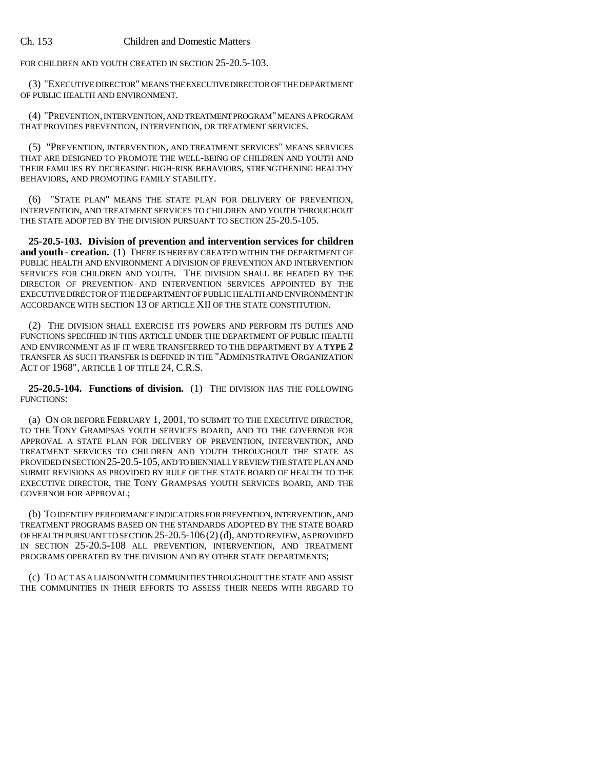FOR CHILDREN AND YOUTH CREATED IN SECTION 25-20.5-103.

(3) "EXECUTIVE DIRECTOR" MEANS THE EXECUTIVE DIRECTOR OF THE DEPARTMENT OF PUBLIC HEALTH AND ENVIRONMENT.

(4) "PREVENTION, INTERVENTION, AND TREATMENT PROGRAM" MEANS A PROGRAM THAT PROVIDES PREVENTION, INTERVENTION, OR TREATMENT SERVICES.

(5) "PREVENTION, INTERVENTION, AND TREATMENT SERVICES" MEANS SERVICES THAT ARE DESIGNED TO PROMOTE THE WELL-BEING OF CHILDREN AND YOUTH AND THEIR FAMILIES BY DECREASING HIGH-RISK BEHAVIORS, STRENGTHENING HEALTHY BEHAVIORS, AND PROMOTING FAMILY STABILITY.

(6) "STATE PLAN" MEANS THE STATE PLAN FOR DELIVERY OF PREVENTION, INTERVENTION, AND TREATMENT SERVICES TO CHILDREN AND YOUTH THROUGHOUT THE STATE ADOPTED BY THE DIVISION PURSUANT TO SECTION 25-20.5-105.

**25-20.5-103. Division of prevention and intervention services for children and youth - creation.** (1) THERE IS HEREBY CREATED WITHIN THE DEPARTMENT OF PUBLIC HEALTH AND ENVIRONMENT A DIVISION OF PREVENTION AND INTERVENTION SERVICES FOR CHILDREN AND YOUTH. THE DIVISION SHALL BE HEADED BY THE DIRECTOR OF PREVENTION AND INTERVENTION SERVICES APPOINTED BY THE EXECUTIVE DIRECTOR OF THE DEPARTMENT OF PUBLIC HEALTH AND ENVIRONMENT IN ACCORDANCE WITH SECTION 13 OF ARTICLE XII OF THE STATE CONSTITUTION.

(2) THE DIVISION SHALL EXERCISE ITS POWERS AND PERFORM ITS DUTIES AND FUNCTIONS SPECIFIED IN THIS ARTICLE UNDER THE DEPARTMENT OF PUBLIC HEALTH AND ENVIRONMENT AS IF IT WERE TRANSFERRED TO THE DEPARTMENT BY A **TYPE 2** TRANSFER AS SUCH TRANSFER IS DEFINED IN THE "ADMINISTRATIVE ORGANIZATION ACT OF 1968", ARTICLE 1 OF TITLE 24, C.R.S.

**25-20.5-104. Functions of division.** (1) THE DIVISION HAS THE FOLLOWING FUNCTIONS:

(a) ON OR BEFORE FEBRUARY 1, 2001, TO SUBMIT TO THE EXECUTIVE DIRECTOR, TO THE TONY GRAMPSAS YOUTH SERVICES BOARD, AND TO THE GOVERNOR FOR APPROVAL A STATE PLAN FOR DELIVERY OF PREVENTION, INTERVENTION, AND TREATMENT SERVICES TO CHILDREN AND YOUTH THROUGHOUT THE STATE AS PROVIDED IN SECTION 25-20.5-105, AND TO BIENNIALLY REVIEW THE STATE PLAN AND SUBMIT REVISIONS AS PROVIDED BY RULE OF THE STATE BOARD OF HEALTH TO THE EXECUTIVE DIRECTOR, THE TONY GRAMPSAS YOUTH SERVICES BOARD, AND THE GOVERNOR FOR APPROVAL;

(b) TO IDENTIFY PERFORMANCE INDICATORS FOR PREVENTION, INTERVENTION, AND TREATMENT PROGRAMS BASED ON THE STANDARDS ADOPTED BY THE STATE BOARD OF HEALTH PURSUANT TO SECTION 25-20.5-106 (2) (d), AND TO REVIEW, AS PROVIDED IN SECTION 25-20.5-108 ALL PREVENTION, INTERVENTION, AND TREATMENT PROGRAMS OPERATED BY THE DIVISION AND BY OTHER STATE DEPARTMENTS;

(c) TO ACT AS A LIAISON WITH COMMUNITIES THROUGHOUT THE STATE AND ASSIST THE COMMUNITIES IN THEIR EFFORTS TO ASSESS THEIR NEEDS WITH REGARD TO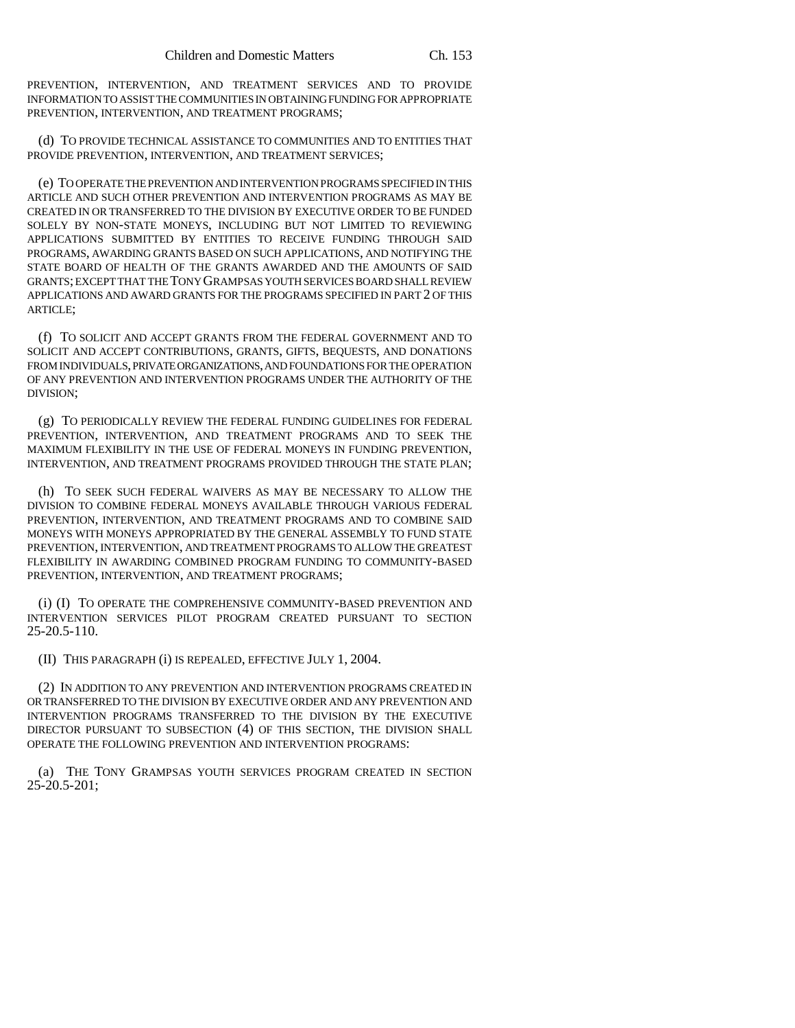PREVENTION, INTERVENTION, AND TREATMENT SERVICES AND TO PROVIDE INFORMATION TO ASSIST THE COMMUNITIES IN OBTAINING FUNDING FOR APPROPRIATE PREVENTION, INTERVENTION, AND TREATMENT PROGRAMS;

(d) TO PROVIDE TECHNICAL ASSISTANCE TO COMMUNITIES AND TO ENTITIES THAT PROVIDE PREVENTION, INTERVENTION, AND TREATMENT SERVICES;

(e) TO OPERATE THE PREVENTION AND INTERVENTION PROGRAMS SPECIFIED IN THIS ARTICLE AND SUCH OTHER PREVENTION AND INTERVENTION PROGRAMS AS MAY BE CREATED IN OR TRANSFERRED TO THE DIVISION BY EXECUTIVE ORDER TO BE FUNDED SOLELY BY NON-STATE MONEYS, INCLUDING BUT NOT LIMITED TO REVIEWING APPLICATIONS SUBMITTED BY ENTITIES TO RECEIVE FUNDING THROUGH SAID PROGRAMS, AWARDING GRANTS BASED ON SUCH APPLICATIONS, AND NOTIFYING THE STATE BOARD OF HEALTH OF THE GRANTS AWARDED AND THE AMOUNTS OF SAID GRANTS; EXCEPT THAT THE TONY GRAMPSAS YOUTH SERVICES BOARD SHALL REVIEW APPLICATIONS AND AWARD GRANTS FOR THE PROGRAMS SPECIFIED IN PART 2 OF THIS ARTICLE;

(f) TO SOLICIT AND ACCEPT GRANTS FROM THE FEDERAL GOVERNMENT AND TO SOLICIT AND ACCEPT CONTRIBUTIONS, GRANTS, GIFTS, BEQUESTS, AND DONATIONS FROM INDIVIDUALS, PRIVATE ORGANIZATIONS, AND FOUNDATIONS FOR THE OPERATION OF ANY PREVENTION AND INTERVENTION PROGRAMS UNDER THE AUTHORITY OF THE DIVISION;

(g) TO PERIODICALLY REVIEW THE FEDERAL FUNDING GUIDELINES FOR FEDERAL PREVENTION, INTERVENTION, AND TREATMENT PROGRAMS AND TO SEEK THE MAXIMUM FLEXIBILITY IN THE USE OF FEDERAL MONEYS IN FUNDING PREVENTION, INTERVENTION, AND TREATMENT PROGRAMS PROVIDED THROUGH THE STATE PLAN;

(h) TO SEEK SUCH FEDERAL WAIVERS AS MAY BE NECESSARY TO ALLOW THE DIVISION TO COMBINE FEDERAL MONEYS AVAILABLE THROUGH VARIOUS FEDERAL PREVENTION, INTERVENTION, AND TREATMENT PROGRAMS AND TO COMBINE SAID MONEYS WITH MONEYS APPROPRIATED BY THE GENERAL ASSEMBLY TO FUND STATE PREVENTION, INTERVENTION, AND TREATMENT PROGRAMS TO ALLOW THE GREATEST FLEXIBILITY IN AWARDING COMBINED PROGRAM FUNDING TO COMMUNITY-BASED PREVENTION, INTERVENTION, AND TREATMENT PROGRAMS;

(i) (I) TO OPERATE THE COMPREHENSIVE COMMUNITY-BASED PREVENTION AND INTERVENTION SERVICES PILOT PROGRAM CREATED PURSUANT TO SECTION 25-20.5-110.

(II) THIS PARAGRAPH (i) IS REPEALED, EFFECTIVE JULY 1, 2004.

(2) IN ADDITION TO ANY PREVENTION AND INTERVENTION PROGRAMS CREATED IN OR TRANSFERRED TO THE DIVISION BY EXECUTIVE ORDER AND ANY PREVENTION AND INTERVENTION PROGRAMS TRANSFERRED TO THE DIVISION BY THE EXECUTIVE DIRECTOR PURSUANT TO SUBSECTION (4) OF THIS SECTION, THE DIVISION SHALL OPERATE THE FOLLOWING PREVENTION AND INTERVENTION PROGRAMS:

(a) THE TONY GRAMPSAS YOUTH SERVICES PROGRAM CREATED IN SECTION 25-20.5-201;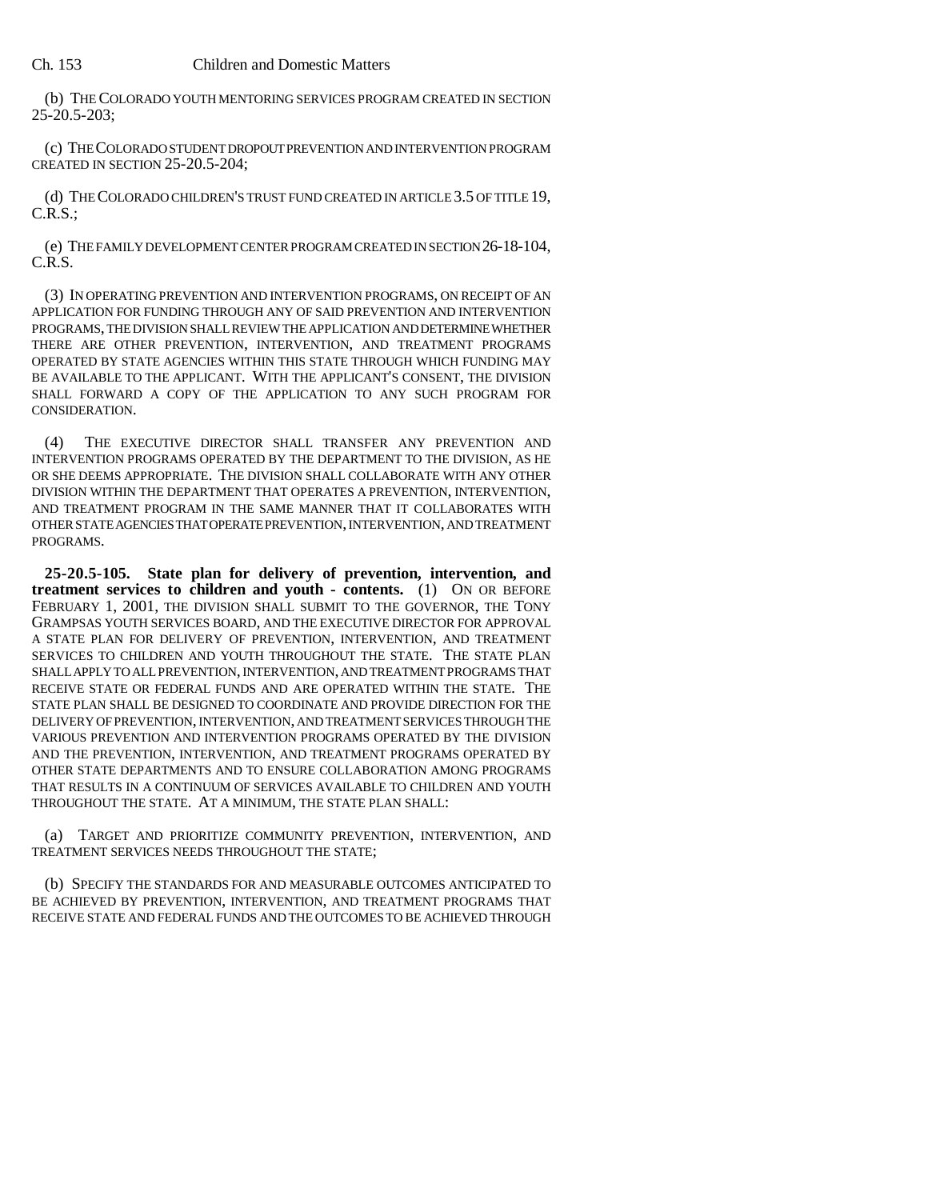(b) THE COLORADO YOUTH MENTORING SERVICES PROGRAM CREATED IN SECTION 25-20.5-203;

(c) THE COLORADO STUDENT DROPOUT PREVENTION AND INTERVENTION PROGRAM CREATED IN SECTION 25-20.5-204;

(d) THE COLORADO CHILDREN'S TRUST FUND CREATED IN ARTICLE 3.5 OF TITLE 19, C.R.S.;

(e) THE FAMILY DEVELOPMENT CENTER PROGRAM CREATED IN SECTION 26-18-104, C.R.S.

(3) IN OPERATING PREVENTION AND INTERVENTION PROGRAMS, ON RECEIPT OF AN APPLICATION FOR FUNDING THROUGH ANY OF SAID PREVENTION AND INTERVENTION PROGRAMS, THE DIVISION SHALL REVIEW THE APPLICATION AND DETERMINE WHETHER THERE ARE OTHER PREVENTION, INTERVENTION, AND TREATMENT PROGRAMS OPERATED BY STATE AGENCIES WITHIN THIS STATE THROUGH WHICH FUNDING MAY BE AVAILABLE TO THE APPLICANT. WITH THE APPLICANT'S CONSENT, THE DIVISION SHALL FORWARD A COPY OF THE APPLICATION TO ANY SUCH PROGRAM FOR CONSIDERATION.

(4) THE EXECUTIVE DIRECTOR SHALL TRANSFER ANY PREVENTION AND INTERVENTION PROGRAMS OPERATED BY THE DEPARTMENT TO THE DIVISION, AS HE OR SHE DEEMS APPROPRIATE. THE DIVISION SHALL COLLABORATE WITH ANY OTHER DIVISION WITHIN THE DEPARTMENT THAT OPERATES A PREVENTION, INTERVENTION, AND TREATMENT PROGRAM IN THE SAME MANNER THAT IT COLLABORATES WITH OTHER STATE AGENCIES THAT OPERATE PREVENTION, INTERVENTION, AND TREATMENT PROGRAMS.

**25-20.5-105. State plan for delivery of prevention, intervention, and treatment services to children and youth - contents.** (1) ON OR BEFORE FEBRUARY 1, 2001, THE DIVISION SHALL SUBMIT TO THE GOVERNOR, THE TONY GRAMPSAS YOUTH SERVICES BOARD, AND THE EXECUTIVE DIRECTOR FOR APPROVAL A STATE PLAN FOR DELIVERY OF PREVENTION, INTERVENTION, AND TREATMENT SERVICES TO CHILDREN AND YOUTH THROUGHOUT THE STATE. THE STATE PLAN SHALL APPLY TO ALL PREVENTION, INTERVENTION, AND TREATMENT PROGRAMS THAT RECEIVE STATE OR FEDERAL FUNDS AND ARE OPERATED WITHIN THE STATE. THE STATE PLAN SHALL BE DESIGNED TO COORDINATE AND PROVIDE DIRECTION FOR THE DELIVERY OF PREVENTION, INTERVENTION, AND TREATMENT SERVICES THROUGH THE VARIOUS PREVENTION AND INTERVENTION PROGRAMS OPERATED BY THE DIVISION AND THE PREVENTION, INTERVENTION, AND TREATMENT PROGRAMS OPERATED BY OTHER STATE DEPARTMENTS AND TO ENSURE COLLABORATION AMONG PROGRAMS THAT RESULTS IN A CONTINUUM OF SERVICES AVAILABLE TO CHILDREN AND YOUTH THROUGHOUT THE STATE. AT A MINIMUM, THE STATE PLAN SHALL:

(a) TARGET AND PRIORITIZE COMMUNITY PREVENTION, INTERVENTION, AND TREATMENT SERVICES NEEDS THROUGHOUT THE STATE;

(b) SPECIFY THE STANDARDS FOR AND MEASURABLE OUTCOMES ANTICIPATED TO BE ACHIEVED BY PREVENTION, INTERVENTION, AND TREATMENT PROGRAMS THAT RECEIVE STATE AND FEDERAL FUNDS AND THE OUTCOMES TO BE ACHIEVED THROUGH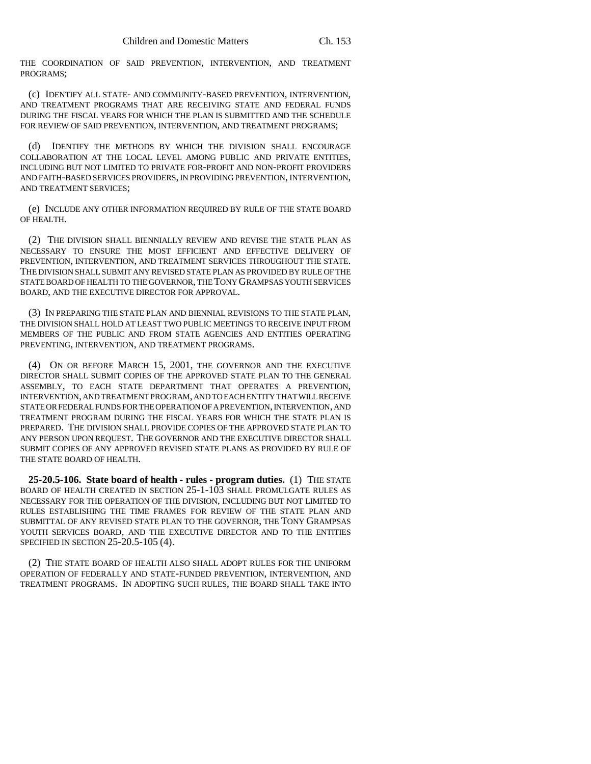THE COORDINATION OF SAID PREVENTION, INTERVENTION, AND TREATMENT PROGRAMS;

(c) IDENTIFY ALL STATE- AND COMMUNITY-BASED PREVENTION, INTERVENTION, AND TREATMENT PROGRAMS THAT ARE RECEIVING STATE AND FEDERAL FUNDS DURING THE FISCAL YEARS FOR WHICH THE PLAN IS SUBMITTED AND THE SCHEDULE FOR REVIEW OF SAID PREVENTION, INTERVENTION, AND TREATMENT PROGRAMS;

(d) IDENTIFY THE METHODS BY WHICH THE DIVISION SHALL ENCOURAGE COLLABORATION AT THE LOCAL LEVEL AMONG PUBLIC AND PRIVATE ENTITIES, INCLUDING BUT NOT LIMITED TO PRIVATE FOR-PROFIT AND NON-PROFIT PROVIDERS AND FAITH-BASED SERVICES PROVIDERS, IN PROVIDING PREVENTION, INTERVENTION, AND TREATMENT SERVICES;

(e) INCLUDE ANY OTHER INFORMATION REQUIRED BY RULE OF THE STATE BOARD OF HEALTH.

(2) THE DIVISION SHALL BIENNIALLY REVIEW AND REVISE THE STATE PLAN AS NECESSARY TO ENSURE THE MOST EFFICIENT AND EFFECTIVE DELIVERY OF PREVENTION, INTERVENTION, AND TREATMENT SERVICES THROUGHOUT THE STATE. THE DIVISION SHALL SUBMIT ANY REVISED STATE PLAN AS PROVIDED BY RULE OF THE STATE BOARD OF HEALTH TO THE GOVERNOR, THE TONY GRAMPSAS YOUTH SERVICES BOARD, AND THE EXECUTIVE DIRECTOR FOR APPROVAL.

(3) IN PREPARING THE STATE PLAN AND BIENNIAL REVISIONS TO THE STATE PLAN, THE DIVISION SHALL HOLD AT LEAST TWO PUBLIC MEETINGS TO RECEIVE INPUT FROM MEMBERS OF THE PUBLIC AND FROM STATE AGENCIES AND ENTITIES OPERATING PREVENTING, INTERVENTION, AND TREATMENT PROGRAMS.

(4) ON OR BEFORE MARCH 15, 2001, THE GOVERNOR AND THE EXECUTIVE DIRECTOR SHALL SUBMIT COPIES OF THE APPROVED STATE PLAN TO THE GENERAL ASSEMBLY, TO EACH STATE DEPARTMENT THAT OPERATES A PREVENTION, INTERVENTION, AND TREATMENT PROGRAM, AND TO EACH ENTITY THAT WILL RECEIVE STATE OR FEDERAL FUNDS FOR THE OPERATION OF A PREVENTION, INTERVENTION, AND TREATMENT PROGRAM DURING THE FISCAL YEARS FOR WHICH THE STATE PLAN IS PREPARED. THE DIVISION SHALL PROVIDE COPIES OF THE APPROVED STATE PLAN TO ANY PERSON UPON REQUEST. THE GOVERNOR AND THE EXECUTIVE DIRECTOR SHALL SUBMIT COPIES OF ANY APPROVED REVISED STATE PLANS AS PROVIDED BY RULE OF THE STATE BOARD OF HEALTH.

**25-20.5-106. State board of health - rules - program duties.** (1) THE STATE BOARD OF HEALTH CREATED IN SECTION 25-1-103 SHALL PROMULGATE RULES AS NECESSARY FOR THE OPERATION OF THE DIVISION, INCLUDING BUT NOT LIMITED TO RULES ESTABLISHING THE TIME FRAMES FOR REVIEW OF THE STATE PLAN AND SUBMITTAL OF ANY REVISED STATE PLAN TO THE GOVERNOR, THE TONY GRAMPSAS YOUTH SERVICES BOARD, AND THE EXECUTIVE DIRECTOR AND TO THE ENTITIES SPECIFIED IN SECTION 25-20.5-105 (4).

(2) THE STATE BOARD OF HEALTH ALSO SHALL ADOPT RULES FOR THE UNIFORM OPERATION OF FEDERALLY AND STATE-FUNDED PREVENTION, INTERVENTION, AND TREATMENT PROGRAMS. IN ADOPTING SUCH RULES, THE BOARD SHALL TAKE INTO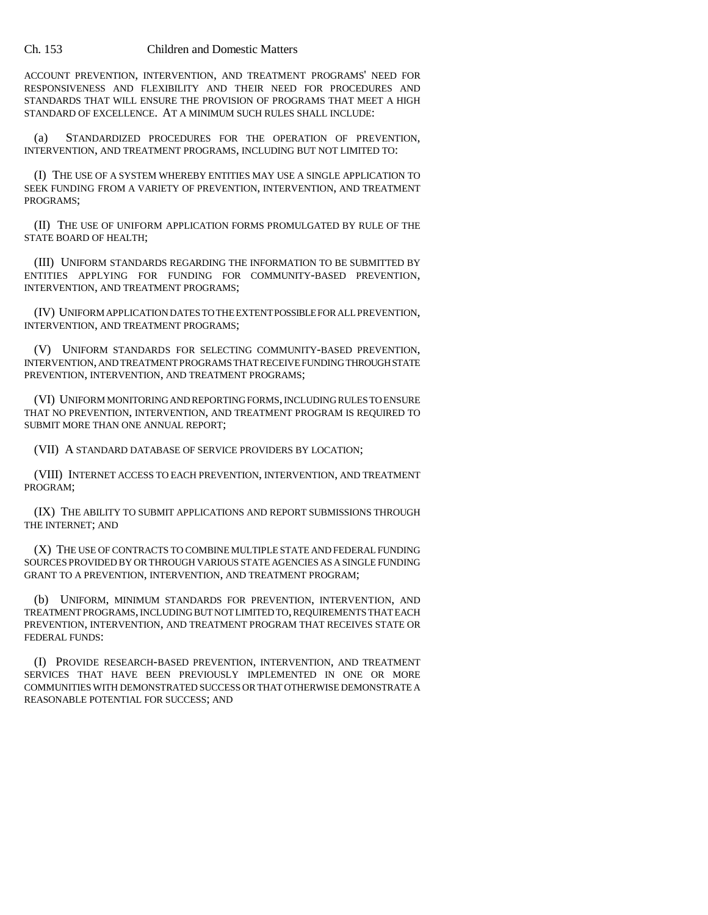ACCOUNT PREVENTION, INTERVENTION, AND TREATMENT PROGRAMS' NEED FOR RESPONSIVENESS AND FLEXIBILITY AND THEIR NEED FOR PROCEDURES AND STANDARDS THAT WILL ENSURE THE PROVISION OF PROGRAMS THAT MEET A HIGH STANDARD OF EXCELLENCE. AT A MINIMUM SUCH RULES SHALL INCLUDE:

(a) STANDARDIZED PROCEDURES FOR THE OPERATION OF PREVENTION, INTERVENTION, AND TREATMENT PROGRAMS, INCLUDING BUT NOT LIMITED TO:

(I) THE USE OF A SYSTEM WHEREBY ENTITIES MAY USE A SINGLE APPLICATION TO SEEK FUNDING FROM A VARIETY OF PREVENTION, INTERVENTION, AND TREATMENT PROGRAMS;

(II) THE USE OF UNIFORM APPLICATION FORMS PROMULGATED BY RULE OF THE STATE BOARD OF HEALTH;

(III) UNIFORM STANDARDS REGARDING THE INFORMATION TO BE SUBMITTED BY ENTITIES APPLYING FOR FUNDING FOR COMMUNITY-BASED PREVENTION, INTERVENTION, AND TREATMENT PROGRAMS;

(IV) UNIFORM APPLICATION DATES TO THE EXTENT POSSIBLE FOR ALL PREVENTION, INTERVENTION, AND TREATMENT PROGRAMS;

(V) UNIFORM STANDARDS FOR SELECTING COMMUNITY-BASED PREVENTION, INTERVENTION, AND TREATMENT PROGRAMS THAT RECEIVE FUNDING THROUGH STATE PREVENTION, INTERVENTION, AND TREATMENT PROGRAMS;

(VI) UNIFORM MONITORING AND REPORTING FORMS, INCLUDING RULES TO ENSURE THAT NO PREVENTION, INTERVENTION, AND TREATMENT PROGRAM IS REQUIRED TO SUBMIT MORE THAN ONE ANNUAL REPORT;

(VII) A STANDARD DATABASE OF SERVICE PROVIDERS BY LOCATION;

(VIII) INTERNET ACCESS TO EACH PREVENTION, INTERVENTION, AND TREATMENT PROGRAM;

(IX) THE ABILITY TO SUBMIT APPLICATIONS AND REPORT SUBMISSIONS THROUGH THE INTERNET; AND

(X) THE USE OF CONTRACTS TO COMBINE MULTIPLE STATE AND FEDERAL FUNDING SOURCES PROVIDED BY OR THROUGH VARIOUS STATE AGENCIES AS A SINGLE FUNDING GRANT TO A PREVENTION, INTERVENTION, AND TREATMENT PROGRAM;

(b) UNIFORM, MINIMUM STANDARDS FOR PREVENTION, INTERVENTION, AND TREATMENT PROGRAMS, INCLUDING BUT NOT LIMITED TO, REQUIREMENTS THAT EACH PREVENTION, INTERVENTION, AND TREATMENT PROGRAM THAT RECEIVES STATE OR FEDERAL FUNDS:

(I) PROVIDE RESEARCH-BASED PREVENTION, INTERVENTION, AND TREATMENT SERVICES THAT HAVE BEEN PREVIOUSLY IMPLEMENTED IN ONE OR MORE COMMUNITIES WITH DEMONSTRATED SUCCESS OR THAT OTHERWISE DEMONSTRATE A REASONABLE POTENTIAL FOR SUCCESS; AND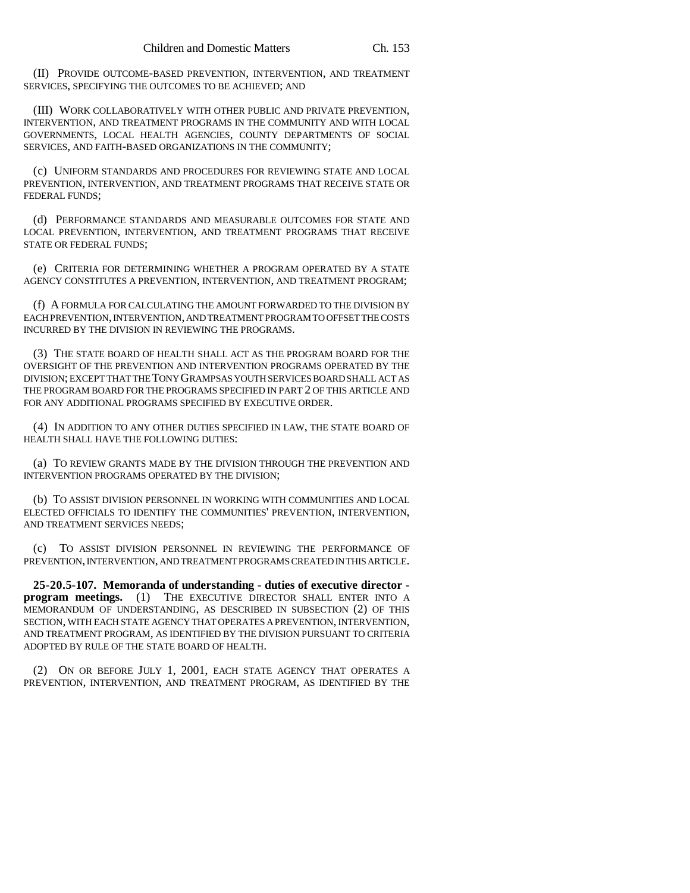(II) PROVIDE OUTCOME-BASED PREVENTION, INTERVENTION, AND TREATMENT SERVICES, SPECIFYING THE OUTCOMES TO BE ACHIEVED; AND

(III) WORK COLLABORATIVELY WITH OTHER PUBLIC AND PRIVATE PREVENTION, INTERVENTION, AND TREATMENT PROGRAMS IN THE COMMUNITY AND WITH LOCAL GOVERNMENTS, LOCAL HEALTH AGENCIES, COUNTY DEPARTMENTS OF SOCIAL SERVICES, AND FAITH-BASED ORGANIZATIONS IN THE COMMUNITY;

(c) UNIFORM STANDARDS AND PROCEDURES FOR REVIEWING STATE AND LOCAL PREVENTION, INTERVENTION, AND TREATMENT PROGRAMS THAT RECEIVE STATE OR FEDERAL FUNDS;

(d) PERFORMANCE STANDARDS AND MEASURABLE OUTCOMES FOR STATE AND LOCAL PREVENTION, INTERVENTION, AND TREATMENT PROGRAMS THAT RECEIVE STATE OR FEDERAL FUNDS;

(e) CRITERIA FOR DETERMINING WHETHER A PROGRAM OPERATED BY A STATE AGENCY CONSTITUTES A PREVENTION, INTERVENTION, AND TREATMENT PROGRAM;

(f) A FORMULA FOR CALCULATING THE AMOUNT FORWARDED TO THE DIVISION BY EACH PREVENTION, INTERVENTION, AND TREATMENT PROGRAM TO OFFSET THE COSTS INCURRED BY THE DIVISION IN REVIEWING THE PROGRAMS.

(3) THE STATE BOARD OF HEALTH SHALL ACT AS THE PROGRAM BOARD FOR THE OVERSIGHT OF THE PREVENTION AND INTERVENTION PROGRAMS OPERATED BY THE DIVISION; EXCEPT THAT THE TONY GRAMPSAS YOUTH SERVICES BOARD SHALL ACT AS THE PROGRAM BOARD FOR THE PROGRAMS SPECIFIED IN PART 2 OF THIS ARTICLE AND FOR ANY ADDITIONAL PROGRAMS SPECIFIED BY EXECUTIVE ORDER.

(4) IN ADDITION TO ANY OTHER DUTIES SPECIFIED IN LAW, THE STATE BOARD OF HEALTH SHALL HAVE THE FOLLOWING DUTIES:

(a) TO REVIEW GRANTS MADE BY THE DIVISION THROUGH THE PREVENTION AND INTERVENTION PROGRAMS OPERATED BY THE DIVISION;

(b) TO ASSIST DIVISION PERSONNEL IN WORKING WITH COMMUNITIES AND LOCAL ELECTED OFFICIALS TO IDENTIFY THE COMMUNITIES' PREVENTION, INTERVENTION, AND TREATMENT SERVICES NEEDS;

(c) TO ASSIST DIVISION PERSONNEL IN REVIEWING THE PERFORMANCE OF PREVENTION, INTERVENTION, AND TREATMENT PROGRAMS CREATED IN THIS ARTICLE.

**25-20.5-107. Memoranda of understanding - duties of executive director - program meetings.** (1) THE EXECUTIVE DIRECTOR SHALL ENTER INTO A MEMORANDUM OF UNDERSTANDING, AS DESCRIBED IN SUBSECTION (2) OF THIS SECTION, WITH EACH STATE AGENCY THAT OPERATES A PREVENTION, INTERVENTION, AND TREATMENT PROGRAM, AS IDENTIFIED BY THE DIVISION PURSUANT TO CRITERIA ADOPTED BY RULE OF THE STATE BOARD OF HEALTH.

(2) ON OR BEFORE JULY 1, 2001, EACH STATE AGENCY THAT OPERATES A PREVENTION, INTERVENTION, AND TREATMENT PROGRAM, AS IDENTIFIED BY THE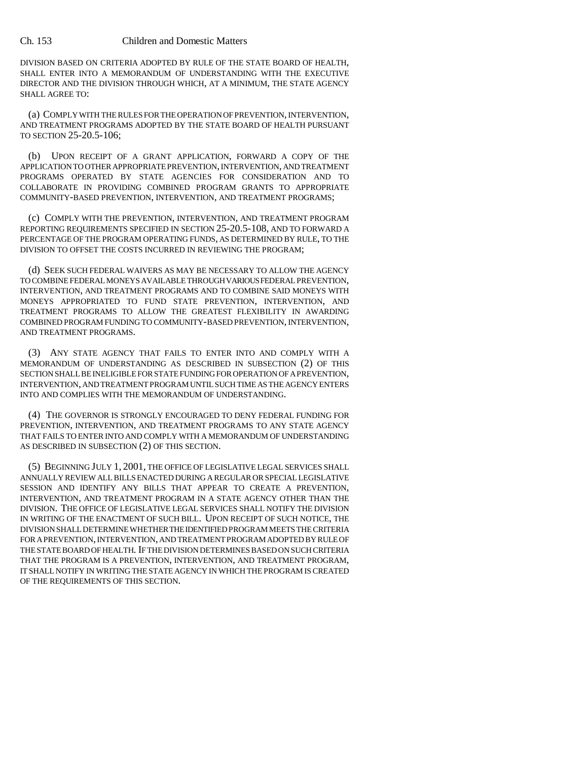DIVISION BASED ON CRITERIA ADOPTED BY RULE OF THE STATE BOARD OF HEALTH, SHALL ENTER INTO A MEMORANDUM OF UNDERSTANDING WITH THE EXECUTIVE DIRECTOR AND THE DIVISION THROUGH WHICH, AT A MINIMUM, THE STATE AGENCY SHALL AGREE TO:

(a) COMPLY WITH THE RULES FOR THE OPERATION OF PREVENTION, INTERVENTION, AND TREATMENT PROGRAMS ADOPTED BY THE STATE BOARD OF HEALTH PURSUANT TO SECTION 25-20.5-106;

(b) UPON RECEIPT OF A GRANT APPLICATION, FORWARD A COPY OF THE APPLICATION TO OTHER APPROPRIATE PREVENTION, INTERVENTION, AND TREATMENT PROGRAMS OPERATED BY STATE AGENCIES FOR CONSIDERATION AND TO COLLABORATE IN PROVIDING COMBINED PROGRAM GRANTS TO APPROPRIATE COMMUNITY-BASED PREVENTION, INTERVENTION, AND TREATMENT PROGRAMS;

(c) COMPLY WITH THE PREVENTION, INTERVENTION, AND TREATMENT PROGRAM REPORTING REQUIREMENTS SPECIFIED IN SECTION 25-20.5-108, AND TO FORWARD A PERCENTAGE OF THE PROGRAM OPERATING FUNDS, AS DETERMINED BY RULE, TO THE DIVISION TO OFFSET THE COSTS INCURRED IN REVIEWING THE PROGRAM;

(d) SEEK SUCH FEDERAL WAIVERS AS MAY BE NECESSARY TO ALLOW THE AGENCY TO COMBINE FEDERAL MONEYS AVAILABLE THROUGH VARIOUS FEDERAL PREVENTION, INTERVENTION, AND TREATMENT PROGRAMS AND TO COMBINE SAID MONEYS WITH MONEYS APPROPRIATED TO FUND STATE PREVENTION, INTERVENTION, AND TREATMENT PROGRAMS TO ALLOW THE GREATEST FLEXIBILITY IN AWARDING COMBINED PROGRAM FUNDING TO COMMUNITY-BASED PREVENTION, INTERVENTION, AND TREATMENT PROGRAMS.

(3) ANY STATE AGENCY THAT FAILS TO ENTER INTO AND COMPLY WITH A MEMORANDUM OF UNDERSTANDING AS DESCRIBED IN SUBSECTION (2) OF THIS SECTION SHALL BE INELIGIBLE FOR STATE FUNDING FOR OPERATION OF A PREVENTION, INTERVENTION, AND TREATMENT PROGRAM UNTIL SUCH TIME AS THE AGENCY ENTERS INTO AND COMPLIES WITH THE MEMORANDUM OF UNDERSTANDING.

(4) THE GOVERNOR IS STRONGLY ENCOURAGED TO DENY FEDERAL FUNDING FOR PREVENTION, INTERVENTION, AND TREATMENT PROGRAMS TO ANY STATE AGENCY THAT FAILS TO ENTER INTO AND COMPLY WITH A MEMORANDUM OF UNDERSTANDING AS DESCRIBED IN SUBSECTION (2) OF THIS SECTION.

(5) BEGINNING JULY 1, 2001, THE OFFICE OF LEGISLATIVE LEGAL SERVICES SHALL ANNUALLY REVIEW ALL BILLS ENACTED DURING A REGULAR OR SPECIAL LEGISLATIVE SESSION AND IDENTIFY ANY BILLS THAT APPEAR TO CREATE A PREVENTION, INTERVENTION, AND TREATMENT PROGRAM IN A STATE AGENCY OTHER THAN THE DIVISION. THE OFFICE OF LEGISLATIVE LEGAL SERVICES SHALL NOTIFY THE DIVISION IN WRITING OF THE ENACTMENT OF SUCH BILL. UPON RECEIPT OF SUCH NOTICE, THE DIVISION SHALL DETERMINE WHETHER THE IDENTIFIED PROGRAM MEETS THE CRITERIA FOR A PREVENTION, INTERVENTION, AND TREATMENT PROGRAM ADOPTED BY RULE OF THE STATE BOARD OF HEALTH. IF THE DIVISION DETERMINES BASED ON SUCH CRITERIA THAT THE PROGRAM IS A PREVENTION, INTERVENTION, AND TREATMENT PROGRAM, IT SHALL NOTIFY IN WRITING THE STATE AGENCY IN WHICH THE PROGRAM IS CREATED OF THE REQUIREMENTS OF THIS SECTION.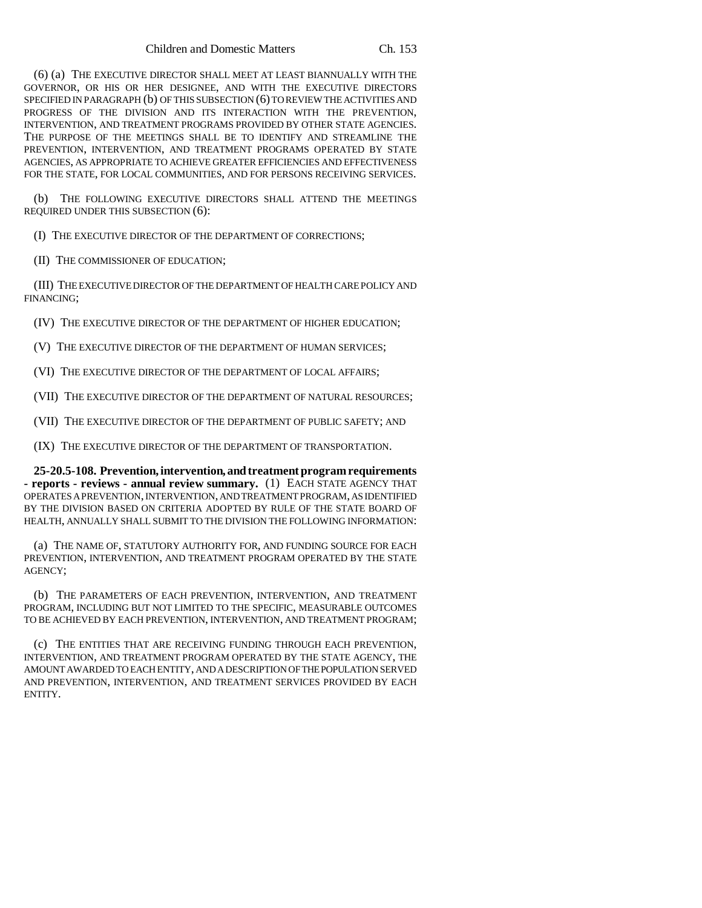(6) (a) THE EXECUTIVE DIRECTOR SHALL MEET AT LEAST BIANNUALLY WITH THE GOVERNOR, OR HIS OR HER DESIGNEE, AND WITH THE EXECUTIVE DIRECTORS SPECIFIED IN PARAGRAPH (b) OF THIS SUBSECTION (6) TO REVIEW THE ACTIVITIES AND PROGRESS OF THE DIVISION AND ITS INTERACTION WITH THE PREVENTION, INTERVENTION, AND TREATMENT PROGRAMS PROVIDED BY OTHER STATE AGENCIES. THE PURPOSE OF THE MEETINGS SHALL BE TO IDENTIFY AND STREAMLINE THE PREVENTION, INTERVENTION, AND TREATMENT PROGRAMS OPERATED BY STATE AGENCIES, AS APPROPRIATE TO ACHIEVE GREATER EFFICIENCIES AND EFFECTIVENESS FOR THE STATE, FOR LOCAL COMMUNITIES, AND FOR PERSONS RECEIVING SERVICES.

(b) THE FOLLOWING EXECUTIVE DIRECTORS SHALL ATTEND THE MEETINGS REQUIRED UNDER THIS SUBSECTION (6):

(I) THE EXECUTIVE DIRECTOR OF THE DEPARTMENT OF CORRECTIONS;

(II) THE COMMISSIONER OF EDUCATION;

(III) THE EXECUTIVE DIRECTOR OF THE DEPARTMENT OF HEALTH CARE POLICY AND FINANCING;

(IV) THE EXECUTIVE DIRECTOR OF THE DEPARTMENT OF HIGHER EDUCATION;

(V) THE EXECUTIVE DIRECTOR OF THE DEPARTMENT OF HUMAN SERVICES;

(VI) THE EXECUTIVE DIRECTOR OF THE DEPARTMENT OF LOCAL AFFAIRS;

(VII) THE EXECUTIVE DIRECTOR OF THE DEPARTMENT OF NATURAL RESOURCES;

(VII) THE EXECUTIVE DIRECTOR OF THE DEPARTMENT OF PUBLIC SAFETY; AND

(IX) THE EXECUTIVE DIRECTOR OF THE DEPARTMENT OF TRANSPORTATION.

**25-20.5-108. Prevention, intervention, and treatment program requirements - reports - reviews - annual review summary.** (1) EACH STATE AGENCY THAT OPERATES A PREVENTION, INTERVENTION, AND TREATMENT PROGRAM, AS IDENTIFIED BY THE DIVISION BASED ON CRITERIA ADOPTED BY RULE OF THE STATE BOARD OF HEALTH, ANNUALLY SHALL SUBMIT TO THE DIVISION THE FOLLOWING INFORMATION:

(a) THE NAME OF, STATUTORY AUTHORITY FOR, AND FUNDING SOURCE FOR EACH PREVENTION, INTERVENTION, AND TREATMENT PROGRAM OPERATED BY THE STATE AGENCY;

(b) THE PARAMETERS OF EACH PREVENTION, INTERVENTION, AND TREATMENT PROGRAM, INCLUDING BUT NOT LIMITED TO THE SPECIFIC, MEASURABLE OUTCOMES TO BE ACHIEVED BY EACH PREVENTION, INTERVENTION, AND TREATMENT PROGRAM;

(c) THE ENTITIES THAT ARE RECEIVING FUNDING THROUGH EACH PREVENTION, INTERVENTION, AND TREATMENT PROGRAM OPERATED BY THE STATE AGENCY, THE AMOUNT AWARDED TO EACH ENTITY, AND A DESCRIPTION OF THE POPULATION SERVED AND PREVENTION, INTERVENTION, AND TREATMENT SERVICES PROVIDED BY EACH ENTITY.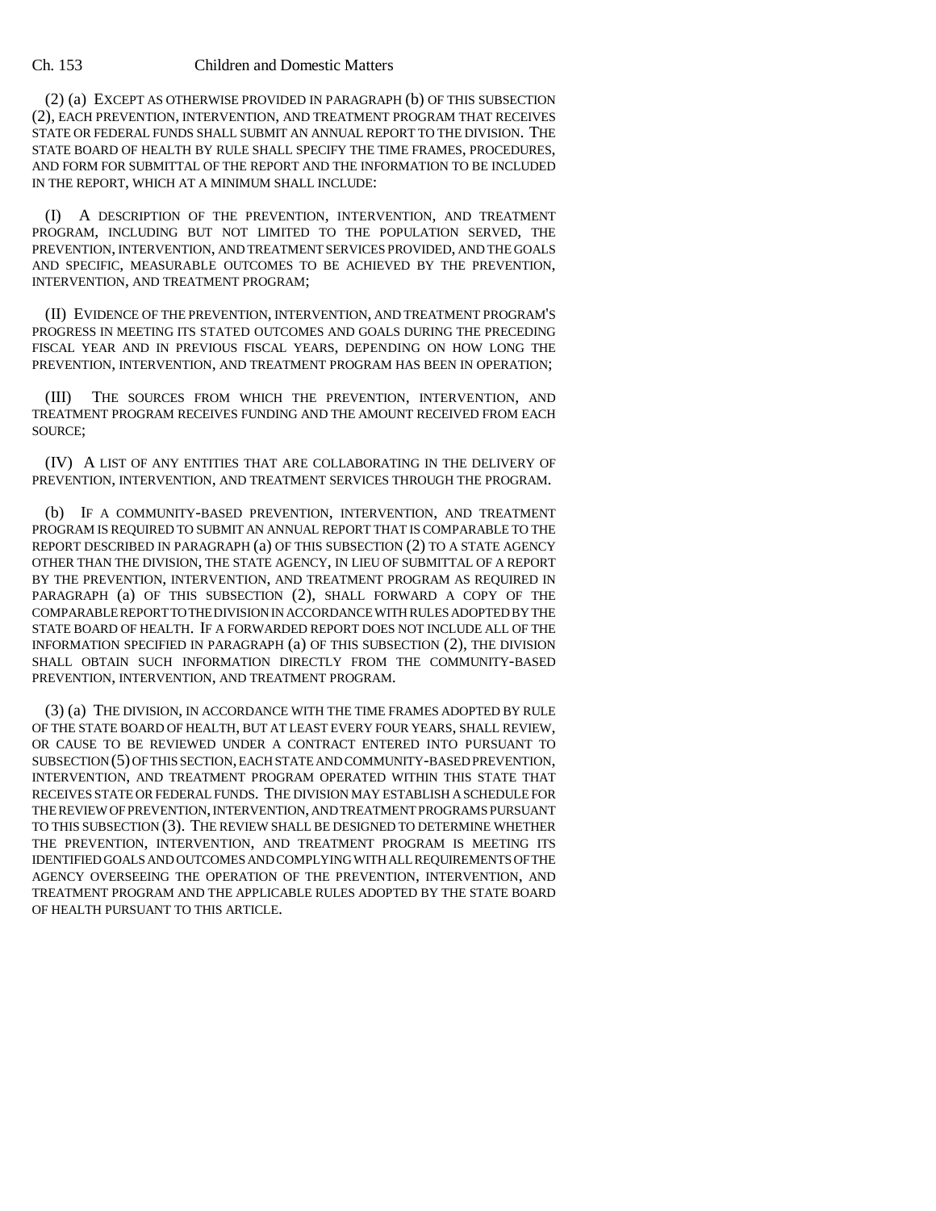(2) (a) EXCEPT AS OTHERWISE PROVIDED IN PARAGRAPH (b) OF THIS SUBSECTION (2), EACH PREVENTION, INTERVENTION, AND TREATMENT PROGRAM THAT RECEIVES STATE OR FEDERAL FUNDS SHALL SUBMIT AN ANNUAL REPORT TO THE DIVISION. THE STATE BOARD OF HEALTH BY RULE SHALL SPECIFY THE TIME FRAMES, PROCEDURES, AND FORM FOR SUBMITTAL OF THE REPORT AND THE INFORMATION TO BE INCLUDED IN THE REPORT, WHICH AT A MINIMUM SHALL INCLUDE:

(I) A DESCRIPTION OF THE PREVENTION, INTERVENTION, AND TREATMENT PROGRAM, INCLUDING BUT NOT LIMITED TO THE POPULATION SERVED, THE PREVENTION, INTERVENTION, AND TREATMENT SERVICES PROVIDED, AND THE GOALS AND SPECIFIC, MEASURABLE OUTCOMES TO BE ACHIEVED BY THE PREVENTION, INTERVENTION, AND TREATMENT PROGRAM;

(II) EVIDENCE OF THE PREVENTION, INTERVENTION, AND TREATMENT PROGRAM'S PROGRESS IN MEETING ITS STATED OUTCOMES AND GOALS DURING THE PRECEDING FISCAL YEAR AND IN PREVIOUS FISCAL YEARS, DEPENDING ON HOW LONG THE PREVENTION, INTERVENTION, AND TREATMENT PROGRAM HAS BEEN IN OPERATION;

(III) THE SOURCES FROM WHICH THE PREVENTION, INTERVENTION, AND TREATMENT PROGRAM RECEIVES FUNDING AND THE AMOUNT RECEIVED FROM EACH SOURCE;

(IV) A LIST OF ANY ENTITIES THAT ARE COLLABORATING IN THE DELIVERY OF PREVENTION, INTERVENTION, AND TREATMENT SERVICES THROUGH THE PROGRAM.

(b) IF A COMMUNITY-BASED PREVENTION, INTERVENTION, AND TREATMENT PROGRAM IS REQUIRED TO SUBMIT AN ANNUAL REPORT THAT IS COMPARABLE TO THE REPORT DESCRIBED IN PARAGRAPH (a) OF THIS SUBSECTION (2) TO A STATE AGENCY OTHER THAN THE DIVISION, THE STATE AGENCY, IN LIEU OF SUBMITTAL OF A REPORT BY THE PREVENTION, INTERVENTION, AND TREATMENT PROGRAM AS REQUIRED IN PARAGRAPH (a) OF THIS SUBSECTION (2), SHALL FORWARD A COPY OF THE COMPARABLE REPORT TO THE DIVISION IN ACCORDANCE WITH RULES ADOPTED BY THE STATE BOARD OF HEALTH. IF A FORWARDED REPORT DOES NOT INCLUDE ALL OF THE INFORMATION SPECIFIED IN PARAGRAPH (a) OF THIS SUBSECTION (2), THE DIVISION SHALL OBTAIN SUCH INFORMATION DIRECTLY FROM THE COMMUNITY-BASED PREVENTION, INTERVENTION, AND TREATMENT PROGRAM.

(3) (a) THE DIVISION, IN ACCORDANCE WITH THE TIME FRAMES ADOPTED BY RULE OF THE STATE BOARD OF HEALTH, BUT AT LEAST EVERY FOUR YEARS, SHALL REVIEW, OR CAUSE TO BE REVIEWED UNDER A CONTRACT ENTERED INTO PURSUANT TO SUBSECTION (5) OF THIS SECTION, EACH STATE AND COMMUNITY-BASED PREVENTION, INTERVENTION, AND TREATMENT PROGRAM OPERATED WITHIN THIS STATE THAT RECEIVES STATE OR FEDERAL FUNDS. THE DIVISION MAY ESTABLISH A SCHEDULE FOR THE REVIEW OF PREVENTION, INTERVENTION, AND TREATMENT PROGRAMS PURSUANT TO THIS SUBSECTION (3). THE REVIEW SHALL BE DESIGNED TO DETERMINE WHETHER THE PREVENTION, INTERVENTION, AND TREATMENT PROGRAM IS MEETING ITS IDENTIFIED GOALS AND OUTCOMES AND COMPLYING WITH ALL REQUIREMENTS OF THE AGENCY OVERSEEING THE OPERATION OF THE PREVENTION, INTERVENTION, AND TREATMENT PROGRAM AND THE APPLICABLE RULES ADOPTED BY THE STATE BOARD OF HEALTH PURSUANT TO THIS ARTICLE.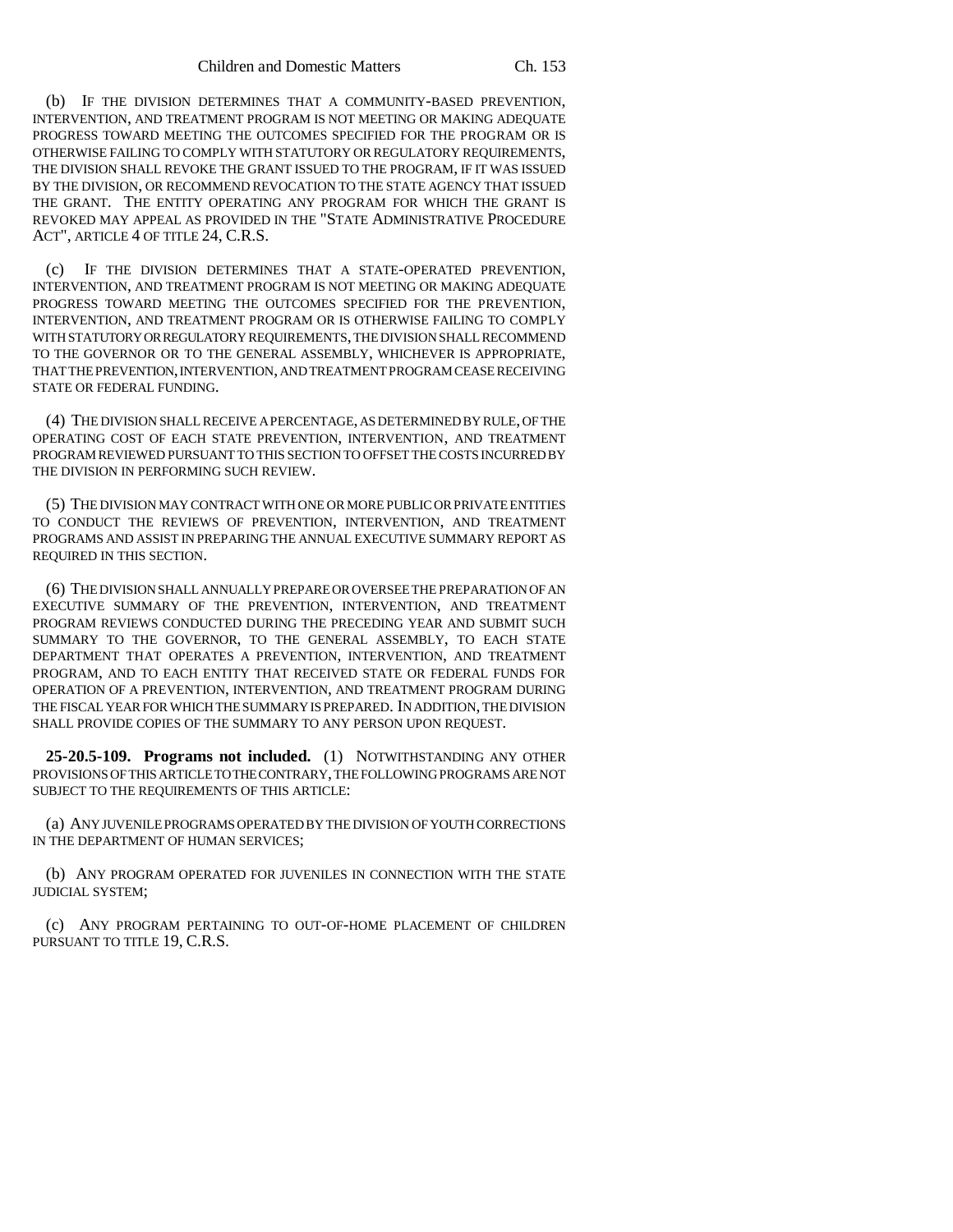(b) IF THE DIVISION DETERMINES THAT A COMMUNITY-BASED PREVENTION, INTERVENTION, AND TREATMENT PROGRAM IS NOT MEETING OR MAKING ADEQUATE PROGRESS TOWARD MEETING THE OUTCOMES SPECIFIED FOR THE PROGRAM OR IS OTHERWISE FAILING TO COMPLY WITH STATUTORY OR REGULATORY REQUIREMENTS, THE DIVISION SHALL REVOKE THE GRANT ISSUED TO THE PROGRAM, IF IT WAS ISSUED BY THE DIVISION, OR RECOMMEND REVOCATION TO THE STATE AGENCY THAT ISSUED THE GRANT. THE ENTITY OPERATING ANY PROGRAM FOR WHICH THE GRANT IS REVOKED MAY APPEAL AS PROVIDED IN THE "STATE ADMINISTRATIVE PROCEDURE ACT", ARTICLE 4 OF TITLE 24, C.R.S.

(c) IF THE DIVISION DETERMINES THAT A STATE-OPERATED PREVENTION, INTERVENTION, AND TREATMENT PROGRAM IS NOT MEETING OR MAKING ADEQUATE PROGRESS TOWARD MEETING THE OUTCOMES SPECIFIED FOR THE PREVENTION, INTERVENTION, AND TREATMENT PROGRAM OR IS OTHERWISE FAILING TO COMPLY WITH STATUTORY OR REGULATORY REQUIREMENTS, THE DIVISION SHALL RECOMMEND TO THE GOVERNOR OR TO THE GENERAL ASSEMBLY, WHICHEVER IS APPROPRIATE, THAT THE PREVENTION, INTERVENTION, AND TREATMENT PROGRAM CEASE RECEIVING STATE OR FEDERAL FUNDING.

(4) THE DIVISION SHALL RECEIVE A PERCENTAGE, AS DETERMINED BY RULE, OF THE OPERATING COST OF EACH STATE PREVENTION, INTERVENTION, AND TREATMENT PROGRAM REVIEWED PURSUANT TO THIS SECTION TO OFFSET THE COSTS INCURRED BY THE DIVISION IN PERFORMING SUCH REVIEW.

(5) THE DIVISION MAY CONTRACT WITH ONE OR MORE PUBLIC OR PRIVATE ENTITIES TO CONDUCT THE REVIEWS OF PREVENTION, INTERVENTION, AND TREATMENT PROGRAMS AND ASSIST IN PREPARING THE ANNUAL EXECUTIVE SUMMARY REPORT AS REQUIRED IN THIS SECTION.

(6) THE DIVISION SHALL ANNUALLY PREPARE OR OVERSEE THE PREPARATION OF AN EXECUTIVE SUMMARY OF THE PREVENTION, INTERVENTION, AND TREATMENT PROGRAM REVIEWS CONDUCTED DURING THE PRECEDING YEAR AND SUBMIT SUCH SUMMARY TO THE GOVERNOR, TO THE GENERAL ASSEMBLY, TO EACH STATE DEPARTMENT THAT OPERATES A PREVENTION, INTERVENTION, AND TREATMENT PROGRAM, AND TO EACH ENTITY THAT RECEIVED STATE OR FEDERAL FUNDS FOR OPERATION OF A PREVENTION, INTERVENTION, AND TREATMENT PROGRAM DURING THE FISCAL YEAR FOR WHICH THE SUMMARY IS PREPARED. IN ADDITION, THE DIVISION SHALL PROVIDE COPIES OF THE SUMMARY TO ANY PERSON UPON REQUEST.

**25-20.5-109. Programs not included.** (1) NOTWITHSTANDING ANY OTHER PROVISIONS OF THIS ARTICLE TO THE CONTRARY, THE FOLLOWING PROGRAMS ARE NOT SUBJECT TO THE REQUIREMENTS OF THIS ARTICLE:

(a) ANY JUVENILE PROGRAMS OPERATED BY THE DIVISION OF YOUTH CORRECTIONS IN THE DEPARTMENT OF HUMAN SERVICES;

(b) ANY PROGRAM OPERATED FOR JUVENILES IN CONNECTION WITH THE STATE JUDICIAL SYSTEM;

(c) ANY PROGRAM PERTAINING TO OUT-OF-HOME PLACEMENT OF CHILDREN PURSUANT TO TITLE 19, C.R.S.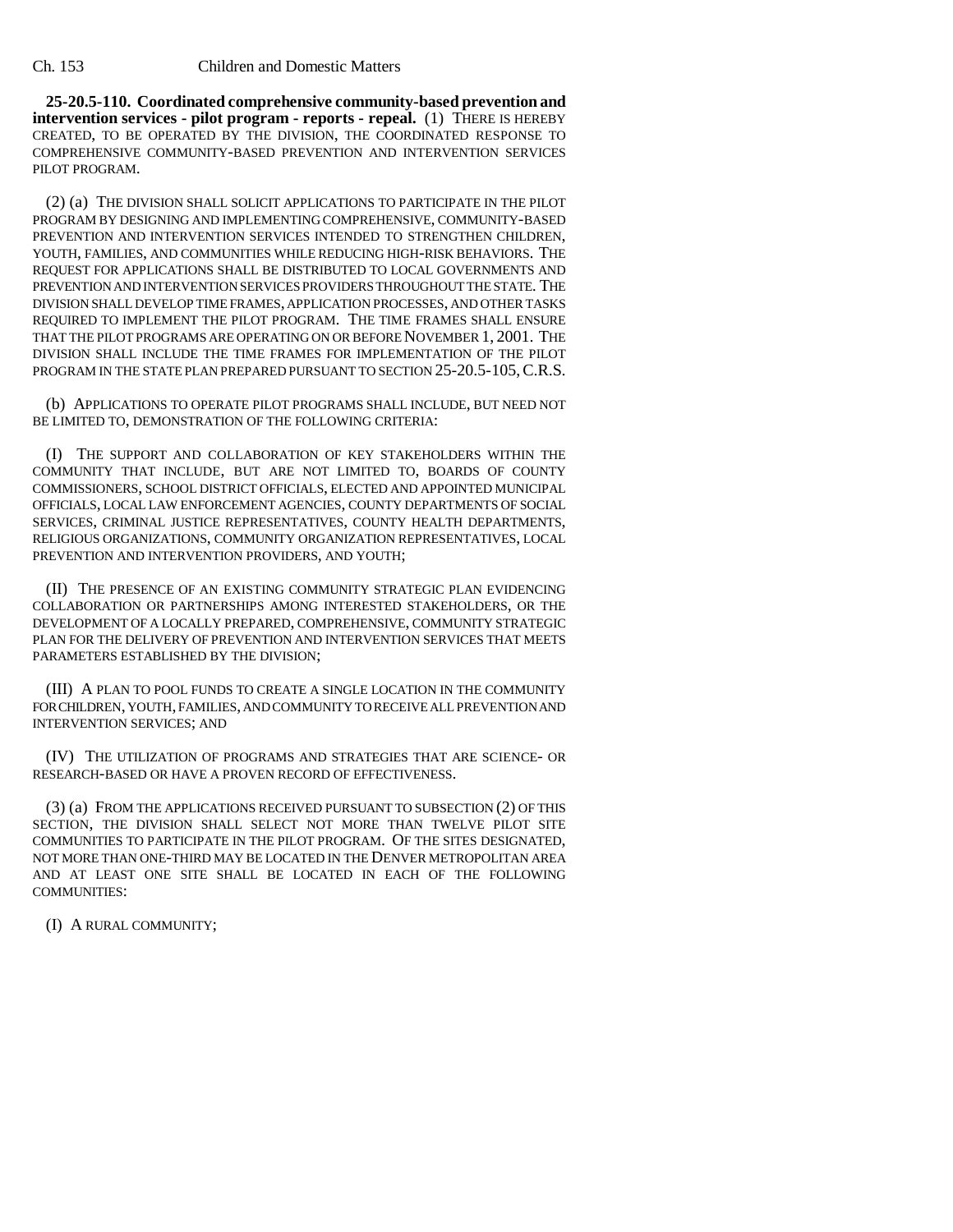**25-20.5-110. Coordinated comprehensive community-based prevention and intervention services - pilot program - reports - repeal.** (1) THERE IS HEREBY CREATED, TO BE OPERATED BY THE DIVISION, THE COORDINATED RESPONSE TO COMPREHENSIVE COMMUNITY-BASED PREVENTION AND INTERVENTION SERVICES PILOT PROGRAM.

(2) (a) THE DIVISION SHALL SOLICIT APPLICATIONS TO PARTICIPATE IN THE PILOT PROGRAM BY DESIGNING AND IMPLEMENTING COMPREHENSIVE, COMMUNITY-BASED PREVENTION AND INTERVENTION SERVICES INTENDED TO STRENGTHEN CHILDREN, YOUTH, FAMILIES, AND COMMUNITIES WHILE REDUCING HIGH-RISK BEHAVIORS. THE REQUEST FOR APPLICATIONS SHALL BE DISTRIBUTED TO LOCAL GOVERNMENTS AND PREVENTION AND INTERVENTION SERVICES PROVIDERS THROUGHOUT THE STATE. THE DIVISION SHALL DEVELOP TIME FRAMES, APPLICATION PROCESSES, AND OTHER TASKS REQUIRED TO IMPLEMENT THE PILOT PROGRAM. THE TIME FRAMES SHALL ENSURE THAT THE PILOT PROGRAMS ARE OPERATING ON OR BEFORE NOVEMBER 1, 2001. THE DIVISION SHALL INCLUDE THE TIME FRAMES FOR IMPLEMENTATION OF THE PILOT PROGRAM IN THE STATE PLAN PREPARED PURSUANT TO SECTION 25-20.5-105, C.R.S.

(b) APPLICATIONS TO OPERATE PILOT PROGRAMS SHALL INCLUDE, BUT NEED NOT BE LIMITED TO, DEMONSTRATION OF THE FOLLOWING CRITERIA:

(I) THE SUPPORT AND COLLABORATION OF KEY STAKEHOLDERS WITHIN THE COMMUNITY THAT INCLUDE, BUT ARE NOT LIMITED TO, BOARDS OF COUNTY COMMISSIONERS, SCHOOL DISTRICT OFFICIALS, ELECTED AND APPOINTED MUNICIPAL OFFICIALS, LOCAL LAW ENFORCEMENT AGENCIES, COUNTY DEPARTMENTS OF SOCIAL SERVICES, CRIMINAL JUSTICE REPRESENTATIVES, COUNTY HEALTH DEPARTMENTS, RELIGIOUS ORGANIZATIONS, COMMUNITY ORGANIZATION REPRESENTATIVES, LOCAL PREVENTION AND INTERVENTION PROVIDERS, AND YOUTH;

(II) THE PRESENCE OF AN EXISTING COMMUNITY STRATEGIC PLAN EVIDENCING COLLABORATION OR PARTNERSHIPS AMONG INTERESTED STAKEHOLDERS, OR THE DEVELOPMENT OF A LOCALLY PREPARED, COMPREHENSIVE, COMMUNITY STRATEGIC PLAN FOR THE DELIVERY OF PREVENTION AND INTERVENTION SERVICES THAT MEETS PARAMETERS ESTABLISHED BY THE DIVISION;

(III) A PLAN TO POOL FUNDS TO CREATE A SINGLE LOCATION IN THE COMMUNITY FOR CHILDREN, YOUTH, FAMILIES, AND COMMUNITY TO RECEIVE ALL PREVENTION AND INTERVENTION SERVICES; AND

(IV) THE UTILIZATION OF PROGRAMS AND STRATEGIES THAT ARE SCIENCE- OR RESEARCH-BASED OR HAVE A PROVEN RECORD OF EFFECTIVENESS.

(3) (a) FROM THE APPLICATIONS RECEIVED PURSUANT TO SUBSECTION (2) OF THIS SECTION, THE DIVISION SHALL SELECT NOT MORE THAN TWELVE PILOT SITE COMMUNITIES TO PARTICIPATE IN THE PILOT PROGRAM. OF THE SITES DESIGNATED, NOT MORE THAN ONE-THIRD MAY BE LOCATED IN THE DENVER METROPOLITAN AREA AND AT LEAST ONE SITE SHALL BE LOCATED IN EACH OF THE FOLLOWING COMMUNITIES:

(I) A RURAL COMMUNITY;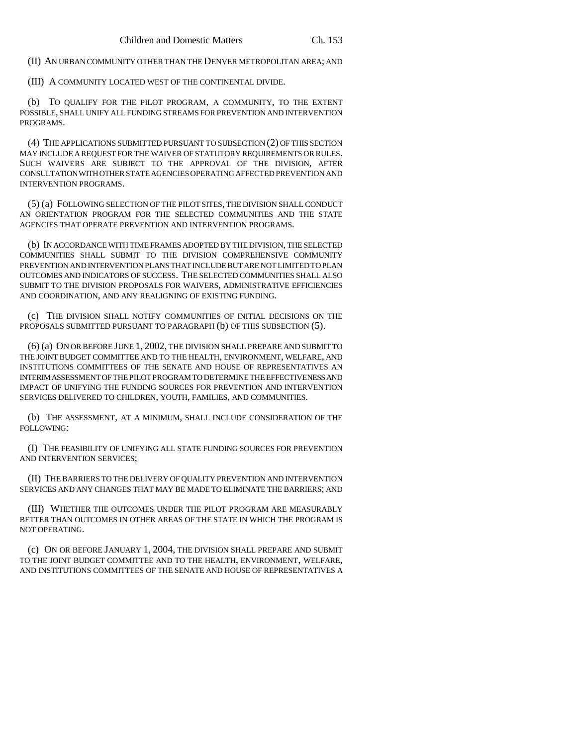(II) AN URBAN COMMUNITY OTHER THAN THE DENVER METROPOLITAN AREA; AND

(III) A COMMUNITY LOCATED WEST OF THE CONTINENTAL DIVIDE.

(b) TO QUALIFY FOR THE PILOT PROGRAM, A COMMUNITY, TO THE EXTENT POSSIBLE, SHALL UNIFY ALL FUNDING STREAMS FOR PREVENTION AND INTERVENTION PROGRAMS.

(4) THE APPLICATIONS SUBMITTED PURSUANT TO SUBSECTION (2) OF THIS SECTION MAY INCLUDE A REQUEST FOR THE WAIVER OF STATUTORY REQUIREMENTS OR RULES. SUCH WAIVERS ARE SUBJECT TO THE APPROVAL OF THE DIVISION, AFTER CONSULTATION WITH OTHER STATE AGENCIES OPERATING AFFECTED PREVENTION AND INTERVENTION PROGRAMS.

(5) (a) FOLLOWING SELECTION OF THE PILOT SITES, THE DIVISION SHALL CONDUCT AN ORIENTATION PROGRAM FOR THE SELECTED COMMUNITIES AND THE STATE AGENCIES THAT OPERATE PREVENTION AND INTERVENTION PROGRAMS.

(b) IN ACCORDANCE WITH TIME FRAMES ADOPTED BY THE DIVISION, THE SELECTED COMMUNITIES SHALL SUBMIT TO THE DIVISION COMPREHENSIVE COMMUNITY PREVENTION AND INTERVENTION PLANS THAT INCLUDE BUT ARE NOT LIMITED TO PLAN OUTCOMES AND INDICATORS OF SUCCESS. THE SELECTED COMMUNITIES SHALL ALSO SUBMIT TO THE DIVISION PROPOSALS FOR WAIVERS, ADMINISTRATIVE EFFICIENCIES AND COORDINATION, AND ANY REALIGNING OF EXISTING FUNDING.

(c) THE DIVISION SHALL NOTIFY COMMUNITIES OF INITIAL DECISIONS ON THE PROPOSALS SUBMITTED PURSUANT TO PARAGRAPH (b) OF THIS SUBSECTION (5).

(6) (a) ON OR BEFORE JUNE 1, 2002, THE DIVISION SHALL PREPARE AND SUBMIT TO THE JOINT BUDGET COMMITTEE AND TO THE HEALTH, ENVIRONMENT, WELFARE, AND INSTITUTIONS COMMITTEES OF THE SENATE AND HOUSE OF REPRESENTATIVES AN INTERIM ASSESSMENT OF THE PILOT PROGRAM TO DETERMINE THE EFFECTIVENESS AND IMPACT OF UNIFYING THE FUNDING SOURCES FOR PREVENTION AND INTERVENTION SERVICES DELIVERED TO CHILDREN, YOUTH, FAMILIES, AND COMMUNITIES.

(b) THE ASSESSMENT, AT A MINIMUM, SHALL INCLUDE CONSIDERATION OF THE FOLLOWING:

(I) THE FEASIBILITY OF UNIFYING ALL STATE FUNDING SOURCES FOR PREVENTION AND INTERVENTION SERVICES;

(II) THE BARRIERS TO THE DELIVERY OF QUALITY PREVENTION AND INTERVENTION SERVICES AND ANY CHANGES THAT MAY BE MADE TO ELIMINATE THE BARRIERS; AND

(III) WHETHER THE OUTCOMES UNDER THE PILOT PROGRAM ARE MEASURABLY BETTER THAN OUTCOMES IN OTHER AREAS OF THE STATE IN WHICH THE PROGRAM IS NOT OPERATING.

(c) ON OR BEFORE JANUARY 1, 2004, THE DIVISION SHALL PREPARE AND SUBMIT TO THE JOINT BUDGET COMMITTEE AND TO THE HEALTH, ENVIRONMENT, WELFARE, AND INSTITUTIONS COMMITTEES OF THE SENATE AND HOUSE OF REPRESENTATIVES A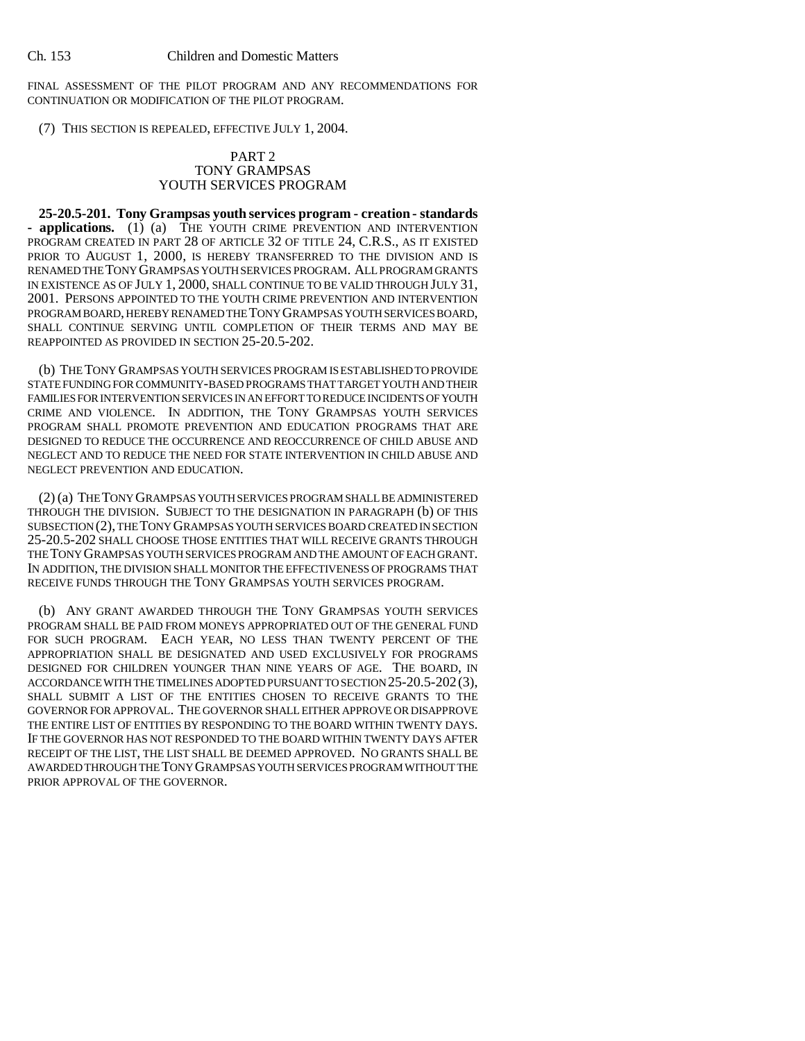FINAL ASSESSMENT OF THE PILOT PROGRAM AND ANY RECOMMENDATIONS FOR CONTINUATION OR MODIFICATION OF THE PILOT PROGRAM.

(7) THIS SECTION IS REPEALED, EFFECTIVE JULY 1, 2004.

## PART 2
## TONY GRAMPSAS YOUTH SERVICES PROGRAM

**25-20.5-201. Tony Grampsas youth services program - creation - standards - applications.** (1) (a) THE YOUTH CRIME PREVENTION AND INTERVENTION PROGRAM CREATED IN PART 28 OF ARTICLE 32 OF TITLE 24, C.R.S., AS IT EXISTED PRIOR TO AUGUST 1, 2000, IS HEREBY TRANSFERRED TO THE DIVISION AND IS RENAMED THE TONY GRAMPSAS YOUTH SERVICES PROGRAM. ALL PROGRAM GRANTS IN EXISTENCE AS OF JULY 1, 2000, SHALL CONTINUE TO BE VALID THROUGH JULY 31, 2001. PERSONS APPOINTED TO THE YOUTH CRIME PREVENTION AND INTERVENTION PROGRAM BOARD, HEREBY RENAMED THE TONY GRAMPSAS YOUTH SERVICES BOARD, SHALL CONTINUE SERVING UNTIL COMPLETION OF THEIR TERMS AND MAY BE REAPPOINTED AS PROVIDED IN SECTION 25-20.5-202.

(b) THE TONY GRAMPSAS YOUTH SERVICES PROGRAM IS ESTABLISHED TO PROVIDE STATE FUNDING FOR COMMUNITY-BASED PROGRAMS THAT TARGET YOUTH AND THEIR FAMILIES FOR INTERVENTION SERVICES IN AN EFFORT TO REDUCE INCIDENTS OF YOUTH CRIME AND VIOLENCE. IN ADDITION, THE TONY GRAMPSAS YOUTH SERVICES PROGRAM SHALL PROMOTE PREVENTION AND EDUCATION PROGRAMS THAT ARE DESIGNED TO REDUCE THE OCCURRENCE AND REOCCURRENCE OF CHILD ABUSE AND NEGLECT AND TO REDUCE THE NEED FOR STATE INTERVENTION IN CHILD ABUSE AND NEGLECT PREVENTION AND EDUCATION.

(2) (a) THE TONY GRAMPSAS YOUTH SERVICES PROGRAM SHALL BE ADMINISTERED THROUGH THE DIVISION. SUBJECT TO THE DESIGNATION IN PARAGRAPH (b) OF THIS SUBSECTION (2), THE TONY GRAMPSAS YOUTH SERVICES BOARD CREATED IN SECTION 25-20.5-202 SHALL CHOOSE THOSE ENTITIES THAT WILL RECEIVE GRANTS THROUGH THE TONY GRAMPSAS YOUTH SERVICES PROGRAM AND THE AMOUNT OF EACH GRANT. IN ADDITION, THE DIVISION SHALL MONITOR THE EFFECTIVENESS OF PROGRAMS THAT RECEIVE FUNDS THROUGH THE TONY GRAMPSAS YOUTH SERVICES PROGRAM.

(b) ANY GRANT AWARDED THROUGH THE TONY GRAMPSAS YOUTH SERVICES PROGRAM SHALL BE PAID FROM MONEYS APPROPRIATED OUT OF THE GENERAL FUND FOR SUCH PROGRAM. EACH YEAR, NO LESS THAN TWENTY PERCENT OF THE APPROPRIATION SHALL BE DESIGNATED AND USED EXCLUSIVELY FOR PROGRAMS DESIGNED FOR CHILDREN YOUNGER THAN NINE YEARS OF AGE. THE BOARD, IN ACCORDANCE WITH THE TIMELINES ADOPTED PURSUANT TO SECTION 25-20.5-202 (3), SHALL SUBMIT A LIST OF THE ENTITIES CHOSEN TO RECEIVE GRANTS TO THE GOVERNOR FOR APPROVAL. THE GOVERNOR SHALL EITHER APPROVE OR DISAPPROVE THE ENTIRE LIST OF ENTITIES BY RESPONDING TO THE BOARD WITHIN TWENTY DAYS. IF THE GOVERNOR HAS NOT RESPONDED TO THE BOARD WITHIN TWENTY DAYS AFTER RECEIPT OF THE LIST, THE LIST SHALL BE DEEMED APPROVED. NO GRANTS SHALL BE AWARDED THROUGH THE TONY GRAMPSAS YOUTH SERVICES PROGRAM WITHOUT THE PRIOR APPROVAL OF THE GOVERNOR.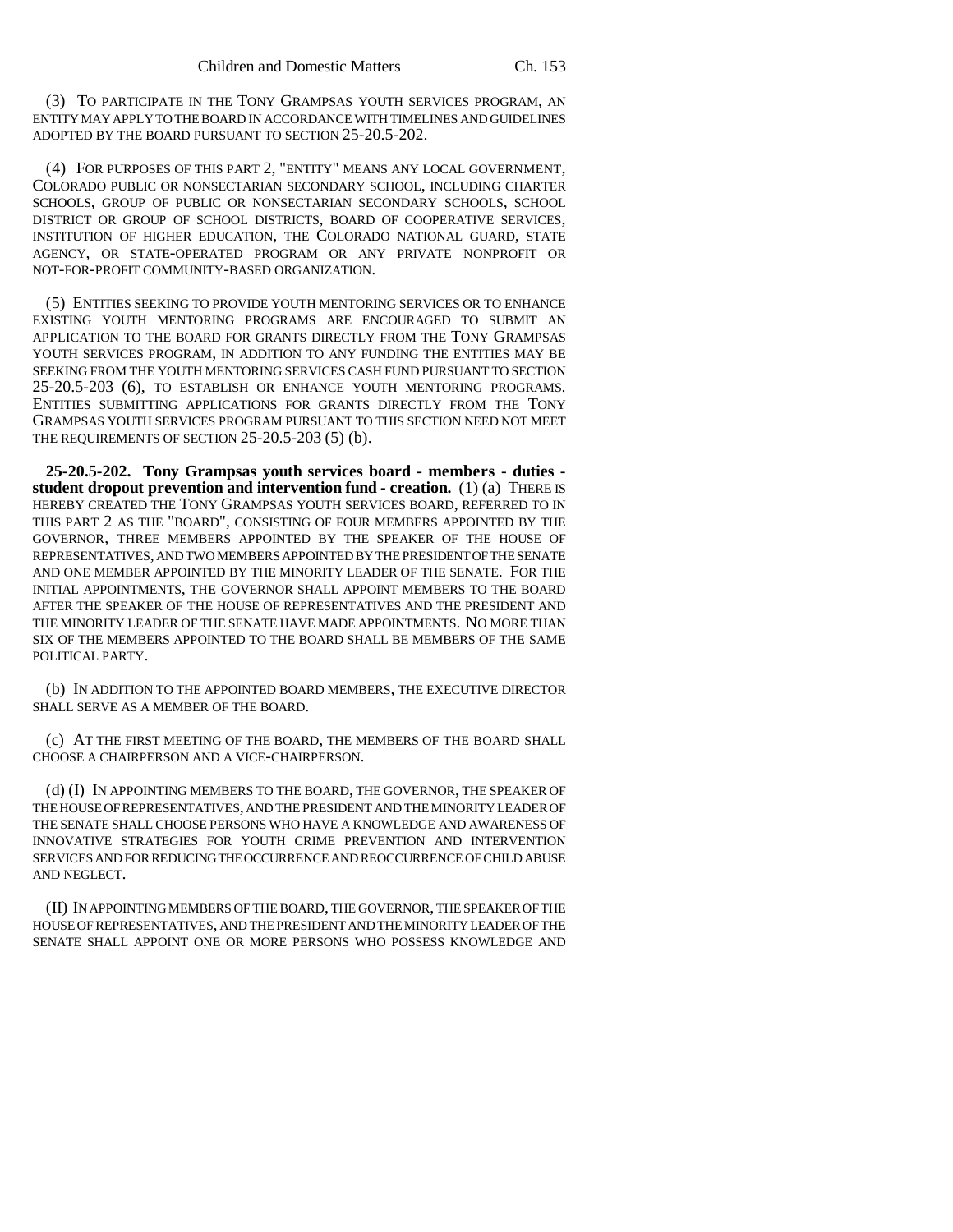(3) TO PARTICIPATE IN THE TONY GRAMPSAS YOUTH SERVICES PROGRAM, AN ENTITY MAY APPLY TO THE BOARD IN ACCORDANCE WITH TIMELINES AND GUIDELINES ADOPTED BY THE BOARD PURSUANT TO SECTION 25-20.5-202.

(4) FOR PURPOSES OF THIS PART 2, "ENTITY" MEANS ANY LOCAL GOVERNMENT, COLORADO PUBLIC OR NONSECTARIAN SECONDARY SCHOOL, INCLUDING CHARTER SCHOOLS, GROUP OF PUBLIC OR NONSECTARIAN SECONDARY SCHOOLS, SCHOOL DISTRICT OR GROUP OF SCHOOL DISTRICTS, BOARD OF COOPERATIVE SERVICES, INSTITUTION OF HIGHER EDUCATION, THE COLORADO NATIONAL GUARD, STATE AGENCY, OR STATE-OPERATED PROGRAM OR ANY PRIVATE NONPROFIT OR NOT-FOR-PROFIT COMMUNITY-BASED ORGANIZATION.

(5) ENTITIES SEEKING TO PROVIDE YOUTH MENTORING SERVICES OR TO ENHANCE EXISTING YOUTH MENTORING PROGRAMS ARE ENCOURAGED TO SUBMIT AN APPLICATION TO THE BOARD FOR GRANTS DIRECTLY FROM THE TONY GRAMPSAS YOUTH SERVICES PROGRAM, IN ADDITION TO ANY FUNDING THE ENTITIES MAY BE SEEKING FROM THE YOUTH MENTORING SERVICES CASH FUND PURSUANT TO SECTION 25-20.5-203 (6), TO ESTABLISH OR ENHANCE YOUTH MENTORING PROGRAMS. ENTITIES SUBMITTING APPLICATIONS FOR GRANTS DIRECTLY FROM THE TONY GRAMPSAS YOUTH SERVICES PROGRAM PURSUANT TO THIS SECTION NEED NOT MEET THE REQUIREMENTS OF SECTION 25-20.5-203 (5) (b).

**25-20.5-202. Tony Grampsas youth services board - members - duties - student dropout prevention and intervention fund - creation.** (1) (a) THERE IS HEREBY CREATED THE TONY GRAMPSAS YOUTH SERVICES BOARD, REFERRED TO IN THIS PART 2 AS THE "BOARD", CONSISTING OF FOUR MEMBERS APPOINTED BY THE GOVERNOR, THREE MEMBERS APPOINTED BY THE SPEAKER OF THE HOUSE OF REPRESENTATIVES, AND TWO MEMBERS APPOINTED BY THE PRESIDENT OF THE SENATE AND ONE MEMBER APPOINTED BY THE MINORITY LEADER OF THE SENATE. FOR THE INITIAL APPOINTMENTS, THE GOVERNOR SHALL APPOINT MEMBERS TO THE BOARD AFTER THE SPEAKER OF THE HOUSE OF REPRESENTATIVES AND THE PRESIDENT AND THE MINORITY LEADER OF THE SENATE HAVE MADE APPOINTMENTS. NO MORE THAN SIX OF THE MEMBERS APPOINTED TO THE BOARD SHALL BE MEMBERS OF THE SAME POLITICAL PARTY.

(b) IN ADDITION TO THE APPOINTED BOARD MEMBERS, THE EXECUTIVE DIRECTOR SHALL SERVE AS A MEMBER OF THE BOARD.

(c) AT THE FIRST MEETING OF THE BOARD, THE MEMBERS OF THE BOARD SHALL CHOOSE A CHAIRPERSON AND A VICE-CHAIRPERSON.

(d) (I) IN APPOINTING MEMBERS TO THE BOARD, THE GOVERNOR, THE SPEAKER OF THE HOUSE OF REPRESENTATIVES, AND THE PRESIDENT AND THE MINORITY LEADER OF THE SENATE SHALL CHOOSE PERSONS WHO HAVE A KNOWLEDGE AND AWARENESS OF INNOVATIVE STRATEGIES FOR YOUTH CRIME PREVENTION AND INTERVENTION SERVICES AND FOR REDUCING THE OCCURRENCE AND REOCCURRENCE OF CHILD ABUSE AND NEGLECT.

(II) IN APPOINTING MEMBERS OF THE BOARD, THE GOVERNOR, THE SPEAKER OF THE HOUSE OF REPRESENTATIVES, AND THE PRESIDENT AND THE MINORITY LEADER OF THE SENATE SHALL APPOINT ONE OR MORE PERSONS WHO POSSESS KNOWLEDGE AND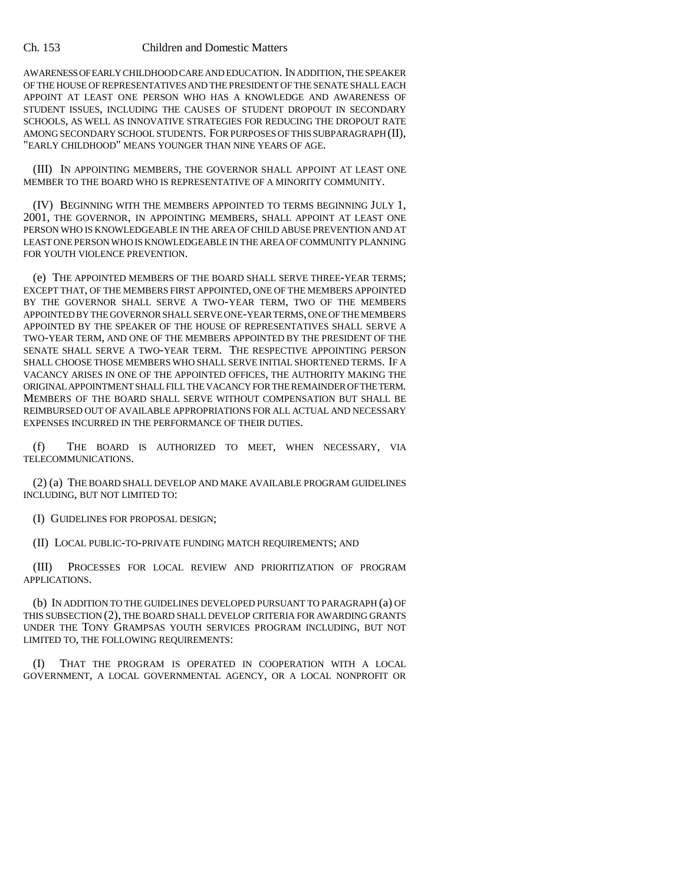AWARENESS OF EARLY CHILDHOOD CARE AND EDUCATION. IN ADDITION, THE SPEAKER OF THE HOUSE OF REPRESENTATIVES AND THE PRESIDENT OF THE SENATE SHALL EACH APPOINT AT LEAST ONE PERSON WHO HAS A KNOWLEDGE AND AWARENESS OF STUDENT ISSUES, INCLUDING THE CAUSES OF STUDENT DROPOUT IN SECONDARY SCHOOLS, AS WELL AS INNOVATIVE STRATEGIES FOR REDUCING THE DROPOUT RATE AMONG SECONDARY SCHOOL STUDENTS. FOR PURPOSES OF THIS SUBPARAGRAPH (II), "EARLY CHILDHOOD" MEANS YOUNGER THAN NINE YEARS OF AGE.

(III) IN APPOINTING MEMBERS, THE GOVERNOR SHALL APPOINT AT LEAST ONE MEMBER TO THE BOARD WHO IS REPRESENTATIVE OF A MINORITY COMMUNITY.

(IV) BEGINNING WITH THE MEMBERS APPOINTED TO TERMS BEGINNING JULY 1, 2001, THE GOVERNOR, IN APPOINTING MEMBERS, SHALL APPOINT AT LEAST ONE PERSON WHO IS KNOWLEDGEABLE IN THE AREA OF CHILD ABUSE PREVENTION AND AT LEAST ONE PERSON WHO IS KNOWLEDGEABLE IN THE AREA OF COMMUNITY PLANNING FOR YOUTH VIOLENCE PREVENTION.

(e) THE APPOINTED MEMBERS OF THE BOARD SHALL SERVE THREE-YEAR TERMS; EXCEPT THAT, OF THE MEMBERS FIRST APPOINTED, ONE OF THE MEMBERS APPOINTED BY THE GOVERNOR SHALL SERVE A TWO-YEAR TERM, TWO OF THE MEMBERS APPOINTED BY THE GOVERNOR SHALL SERVE ONE-YEAR TERMS, ONE OF THE MEMBERS APPOINTED BY THE SPEAKER OF THE HOUSE OF REPRESENTATIVES SHALL SERVE A TWO-YEAR TERM, AND ONE OF THE MEMBERS APPOINTED BY THE PRESIDENT OF THE SENATE SHALL SERVE A TWO-YEAR TERM. THE RESPECTIVE APPOINTING PERSON SHALL CHOOSE THOSE MEMBERS WHO SHALL SERVE INITIAL SHORTENED TERMS. IF A VACANCY ARISES IN ONE OF THE APPOINTED OFFICES, THE AUTHORITY MAKING THE ORIGINAL APPOINTMENT SHALL FILL THE VACANCY FOR THE REMAINDER OF THE TERM. MEMBERS OF THE BOARD SHALL SERVE WITHOUT COMPENSATION BUT SHALL BE REIMBURSED OUT OF AVAILABLE APPROPRIATIONS FOR ALL ACTUAL AND NECESSARY EXPENSES INCURRED IN THE PERFORMANCE OF THEIR DUTIES.

(f) THE BOARD IS AUTHORIZED TO MEET, WHEN NECESSARY, VIA TELECOMMUNICATIONS.

(2) (a) THE BOARD SHALL DEVELOP AND MAKE AVAILABLE PROGRAM GUIDELINES INCLUDING, BUT NOT LIMITED TO:

(I) GUIDELINES FOR PROPOSAL DESIGN;

(II) LOCAL PUBLIC-TO-PRIVATE FUNDING MATCH REQUIREMENTS; AND

(III) PROCESSES FOR LOCAL REVIEW AND PRIORITIZATION OF PROGRAM APPLICATIONS.

(b) IN ADDITION TO THE GUIDELINES DEVELOPED PURSUANT TO PARAGRAPH (a) OF THIS SUBSECTION (2), THE BOARD SHALL DEVELOP CRITERIA FOR AWARDING GRANTS UNDER THE TONY GRAMPSAS YOUTH SERVICES PROGRAM INCLUDING, BUT NOT LIMITED TO, THE FOLLOWING REQUIREMENTS:

(I) THAT THE PROGRAM IS OPERATED IN COOPERATION WITH A LOCAL GOVERNMENT, A LOCAL GOVERNMENTAL AGENCY, OR A LOCAL NONPROFIT OR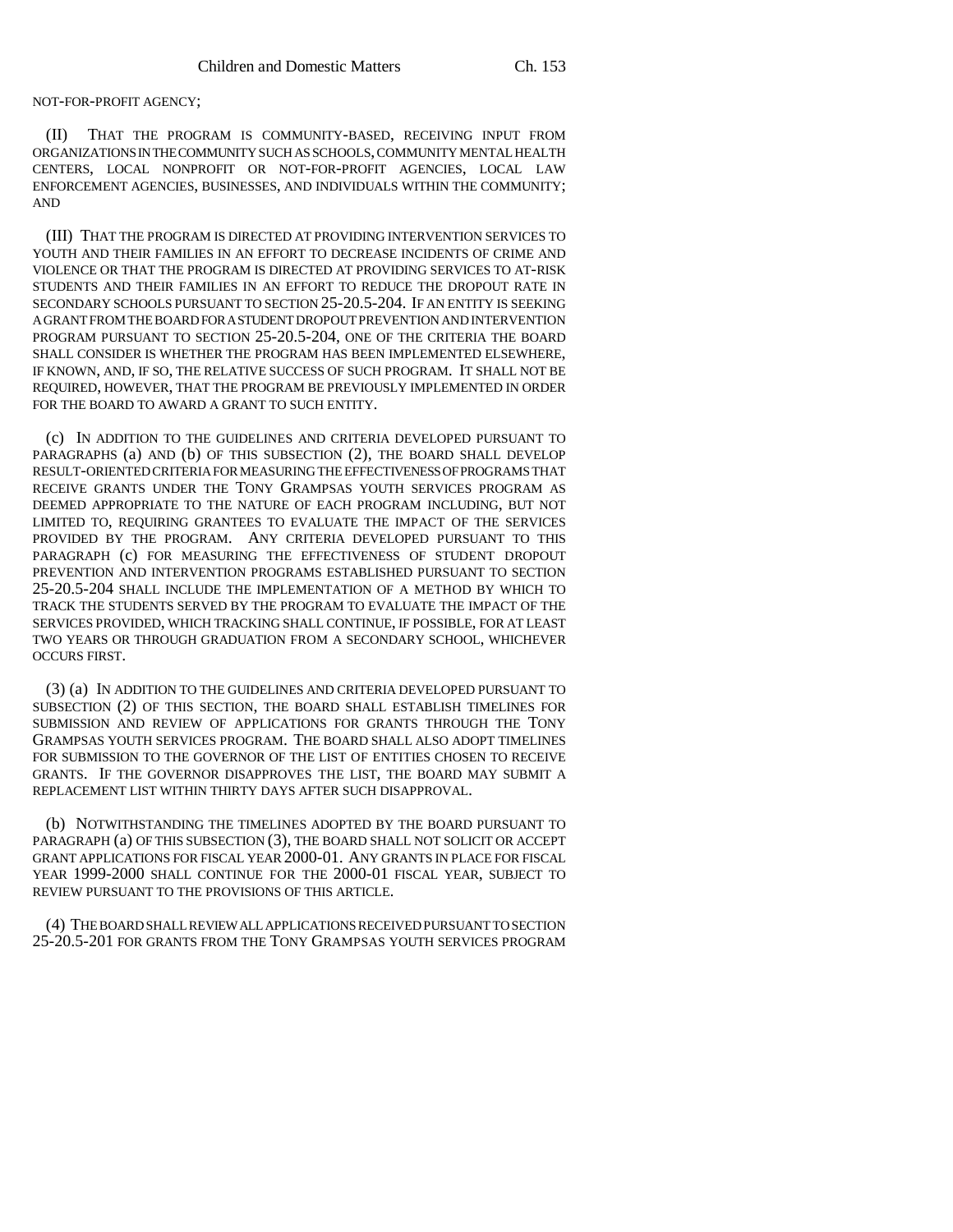NOT-FOR-PROFIT AGENCY;

(II) THAT THE PROGRAM IS COMMUNITY-BASED, RECEIVING INPUT FROM ORGANIZATIONS IN THE COMMUNITY SUCH AS SCHOOLS, COMMUNITY MENTAL HEALTH CENTERS, LOCAL NONPROFIT OR NOT-FOR-PROFIT AGENCIES, LOCAL LAW ENFORCEMENT AGENCIES, BUSINESSES, AND INDIVIDUALS WITHIN THE COMMUNITY; AND

(III) THAT THE PROGRAM IS DIRECTED AT PROVIDING INTERVENTION SERVICES TO YOUTH AND THEIR FAMILIES IN AN EFFORT TO DECREASE INCIDENTS OF CRIME AND VIOLENCE OR THAT THE PROGRAM IS DIRECTED AT PROVIDING SERVICES TO AT-RISK STUDENTS AND THEIR FAMILIES IN AN EFFORT TO REDUCE THE DROPOUT RATE IN SECONDARY SCHOOLS PURSUANT TO SECTION 25-20.5-204. IF AN ENTITY IS SEEKING A GRANT FROM THE BOARD FOR A STUDENT DROPOUT PREVENTION AND INTERVENTION PROGRAM PURSUANT TO SECTION 25-20.5-204, ONE OF THE CRITERIA THE BOARD SHALL CONSIDER IS WHETHER THE PROGRAM HAS BEEN IMPLEMENTED ELSEWHERE, IF KNOWN, AND, IF SO, THE RELATIVE SUCCESS OF SUCH PROGRAM. IT SHALL NOT BE REQUIRED, HOWEVER, THAT THE PROGRAM BE PREVIOUSLY IMPLEMENTED IN ORDER FOR THE BOARD TO AWARD A GRANT TO SUCH ENTITY.

(c) IN ADDITION TO THE GUIDELINES AND CRITERIA DEVELOPED PURSUANT TO PARAGRAPHS (a) AND (b) OF THIS SUBSECTION (2), THE BOARD SHALL DEVELOP RESULT-ORIENTED CRITERIA FOR MEASURING THE EFFECTIVENESS OF PROGRAMS THAT RECEIVE GRANTS UNDER THE TONY GRAMPSAS YOUTH SERVICES PROGRAM AS DEEMED APPROPRIATE TO THE NATURE OF EACH PROGRAM INCLUDING, BUT NOT LIMITED TO, REQUIRING GRANTEES TO EVALUATE THE IMPACT OF THE SERVICES PROVIDED BY THE PROGRAM. ANY CRITERIA DEVELOPED PURSUANT TO THIS PARAGRAPH (c) FOR MEASURING THE EFFECTIVENESS OF STUDENT DROPOUT PREVENTION AND INTERVENTION PROGRAMS ESTABLISHED PURSUANT TO SECTION 25-20.5-204 SHALL INCLUDE THE IMPLEMENTATION OF A METHOD BY WHICH TO TRACK THE STUDENTS SERVED BY THE PROGRAM TO EVALUATE THE IMPACT OF THE SERVICES PROVIDED, WHICH TRACKING SHALL CONTINUE, IF POSSIBLE, FOR AT LEAST TWO YEARS OR THROUGH GRADUATION FROM A SECONDARY SCHOOL, WHICHEVER OCCURS FIRST.

(3) (a) IN ADDITION TO THE GUIDELINES AND CRITERIA DEVELOPED PURSUANT TO SUBSECTION (2) OF THIS SECTION, THE BOARD SHALL ESTABLISH TIMELINES FOR SUBMISSION AND REVIEW OF APPLICATIONS FOR GRANTS THROUGH THE TONY GRAMPSAS YOUTH SERVICES PROGRAM. THE BOARD SHALL ALSO ADOPT TIMELINES FOR SUBMISSION TO THE GOVERNOR OF THE LIST OF ENTITIES CHOSEN TO RECEIVE GRANTS. IF THE GOVERNOR DISAPPROVES THE LIST, THE BOARD MAY SUBMIT A REPLACEMENT LIST WITHIN THIRTY DAYS AFTER SUCH DISAPPROVAL.

(b) NOTWITHSTANDING THE TIMELINES ADOPTED BY THE BOARD PURSUANT TO PARAGRAPH (a) OF THIS SUBSECTION (3), THE BOARD SHALL NOT SOLICIT OR ACCEPT GRANT APPLICATIONS FOR FISCAL YEAR 2000-01. ANY GRANTS IN PLACE FOR FISCAL YEAR 1999-2000 SHALL CONTINUE FOR THE 2000-01 FISCAL YEAR, SUBJECT TO REVIEW PURSUANT TO THE PROVISIONS OF THIS ARTICLE.

(4) THE BOARD SHALL REVIEW ALL APPLICATIONS RECEIVED PURSUANT TO SECTION 25-20.5-201 FOR GRANTS FROM THE TONY GRAMPSAS YOUTH SERVICES PROGRAM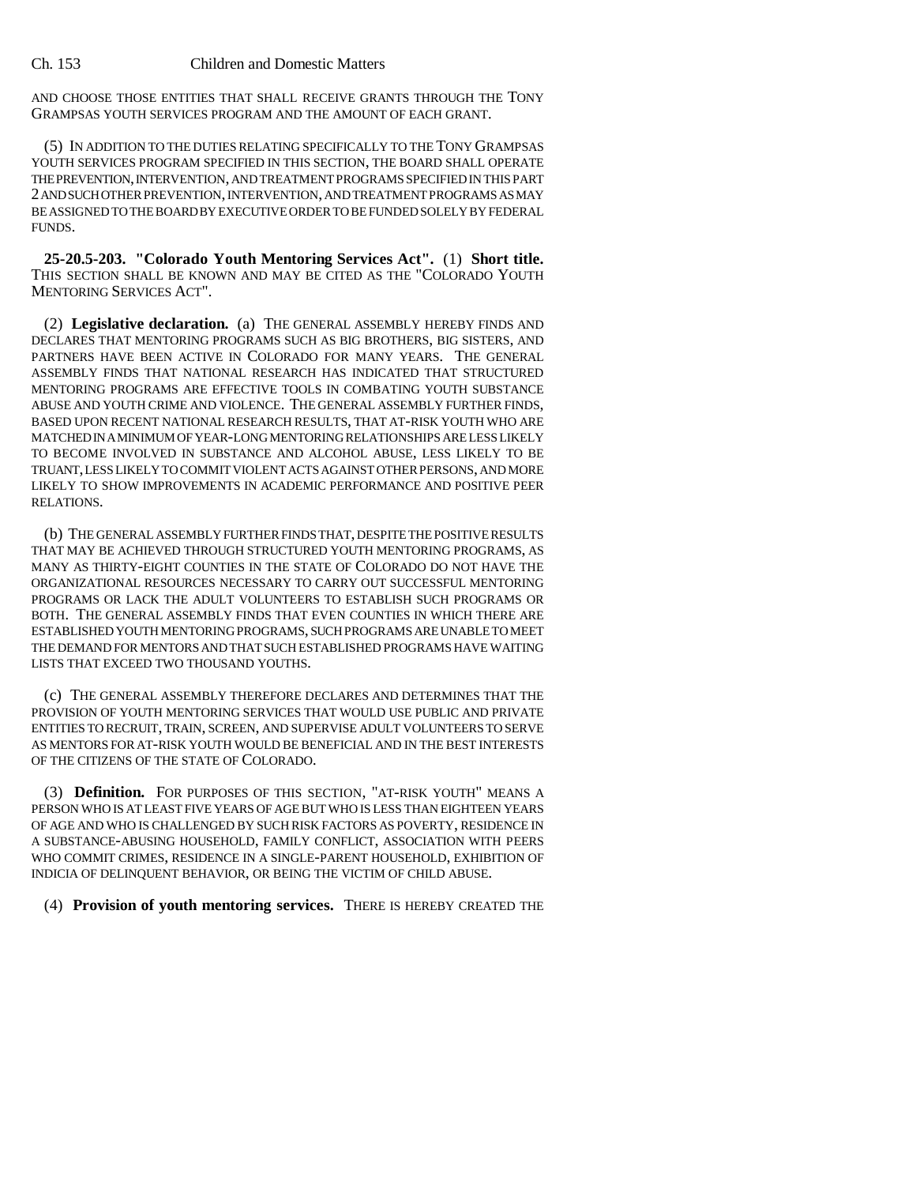AND CHOOSE THOSE ENTITIES THAT SHALL RECEIVE GRANTS THROUGH THE TONY GRAMPSAS YOUTH SERVICES PROGRAM AND THE AMOUNT OF EACH GRANT.

(5) IN ADDITION TO THE DUTIES RELATING SPECIFICALLY TO THE TONY GRAMPSAS YOUTH SERVICES PROGRAM SPECIFIED IN THIS SECTION, THE BOARD SHALL OPERATE THE PREVENTION, INTERVENTION, AND TREATMENT PROGRAMS SPECIFIED IN THIS PART 2 AND SUCH OTHER PREVENTION, INTERVENTION, AND TREATMENT PROGRAMS AS MAY BE ASSIGNED TO THE BOARD BY EXECUTIVE ORDER TO BE FUNDED SOLELY BY FEDERAL FUNDS.

**25-20.5-203. "Colorado Youth Mentoring Services Act".** (1) **Short title.** THIS SECTION SHALL BE KNOWN AND MAY BE CITED AS THE "COLORADO YOUTH MENTORING SERVICES ACT".

(2) **Legislative declaration.** (a) THE GENERAL ASSEMBLY HEREBY FINDS AND DECLARES THAT MENTORING PROGRAMS SUCH AS BIG BROTHERS, BIG SISTERS, AND PARTNERS HAVE BEEN ACTIVE IN COLORADO FOR MANY YEARS. THE GENERAL ASSEMBLY FINDS THAT NATIONAL RESEARCH HAS INDICATED THAT STRUCTURED MENTORING PROGRAMS ARE EFFECTIVE TOOLS IN COMBATING YOUTH SUBSTANCE ABUSE AND YOUTH CRIME AND VIOLENCE. THE GENERAL ASSEMBLY FURTHER FINDS, BASED UPON RECENT NATIONAL RESEARCH RESULTS, THAT AT-RISK YOUTH WHO ARE MATCHED IN A MINIMUM OF YEAR-LONG MENTORING RELATIONSHIPS ARE LESS LIKELY TO BECOME INVOLVED IN SUBSTANCE AND ALCOHOL ABUSE, LESS LIKELY TO BE TRUANT, LESS LIKELY TO COMMIT VIOLENT ACTS AGAINST OTHER PERSONS, AND MORE LIKELY TO SHOW IMPROVEMENTS IN ACADEMIC PERFORMANCE AND POSITIVE PEER RELATIONS.

(b) THE GENERAL ASSEMBLY FURTHER FINDS THAT, DESPITE THE POSITIVE RESULTS THAT MAY BE ACHIEVED THROUGH STRUCTURED YOUTH MENTORING PROGRAMS, AS MANY AS THIRTY-EIGHT COUNTIES IN THE STATE OF COLORADO DO NOT HAVE THE ORGANIZATIONAL RESOURCES NECESSARY TO CARRY OUT SUCCESSFUL MENTORING PROGRAMS OR LACK THE ADULT VOLUNTEERS TO ESTABLISH SUCH PROGRAMS OR BOTH. THE GENERAL ASSEMBLY FINDS THAT EVEN COUNTIES IN WHICH THERE ARE ESTABLISHED YOUTH MENTORING PROGRAMS, SUCH PROGRAMS ARE UNABLE TO MEET THE DEMAND FOR MENTORS AND THAT SUCH ESTABLISHED PROGRAMS HAVE WAITING LISTS THAT EXCEED TWO THOUSAND YOUTHS.

(c) THE GENERAL ASSEMBLY THEREFORE DECLARES AND DETERMINES THAT THE PROVISION OF YOUTH MENTORING SERVICES THAT WOULD USE PUBLIC AND PRIVATE ENTITIES TO RECRUIT, TRAIN, SCREEN, AND SUPERVISE ADULT VOLUNTEERS TO SERVE AS MENTORS FOR AT-RISK YOUTH WOULD BE BENEFICIAL AND IN THE BEST INTERESTS OF THE CITIZENS OF THE STATE OF COLORADO.

(3) **Definition.** FOR PURPOSES OF THIS SECTION, "AT-RISK YOUTH" MEANS A PERSON WHO IS AT LEAST FIVE YEARS OF AGE BUT WHO IS LESS THAN EIGHTEEN YEARS OF AGE AND WHO IS CHALLENGED BY SUCH RISK FACTORS AS POVERTY, RESIDENCE IN A SUBSTANCE-ABUSING HOUSEHOLD, FAMILY CONFLICT, ASSOCIATION WITH PEERS WHO COMMIT CRIMES, RESIDENCE IN A SINGLE-PARENT HOUSEHOLD, EXHIBITION OF INDICIA OF DELINQUENT BEHAVIOR, OR BEING THE VICTIM OF CHILD ABUSE.

(4) **Provision of youth mentoring services.** THERE IS HEREBY CREATED THE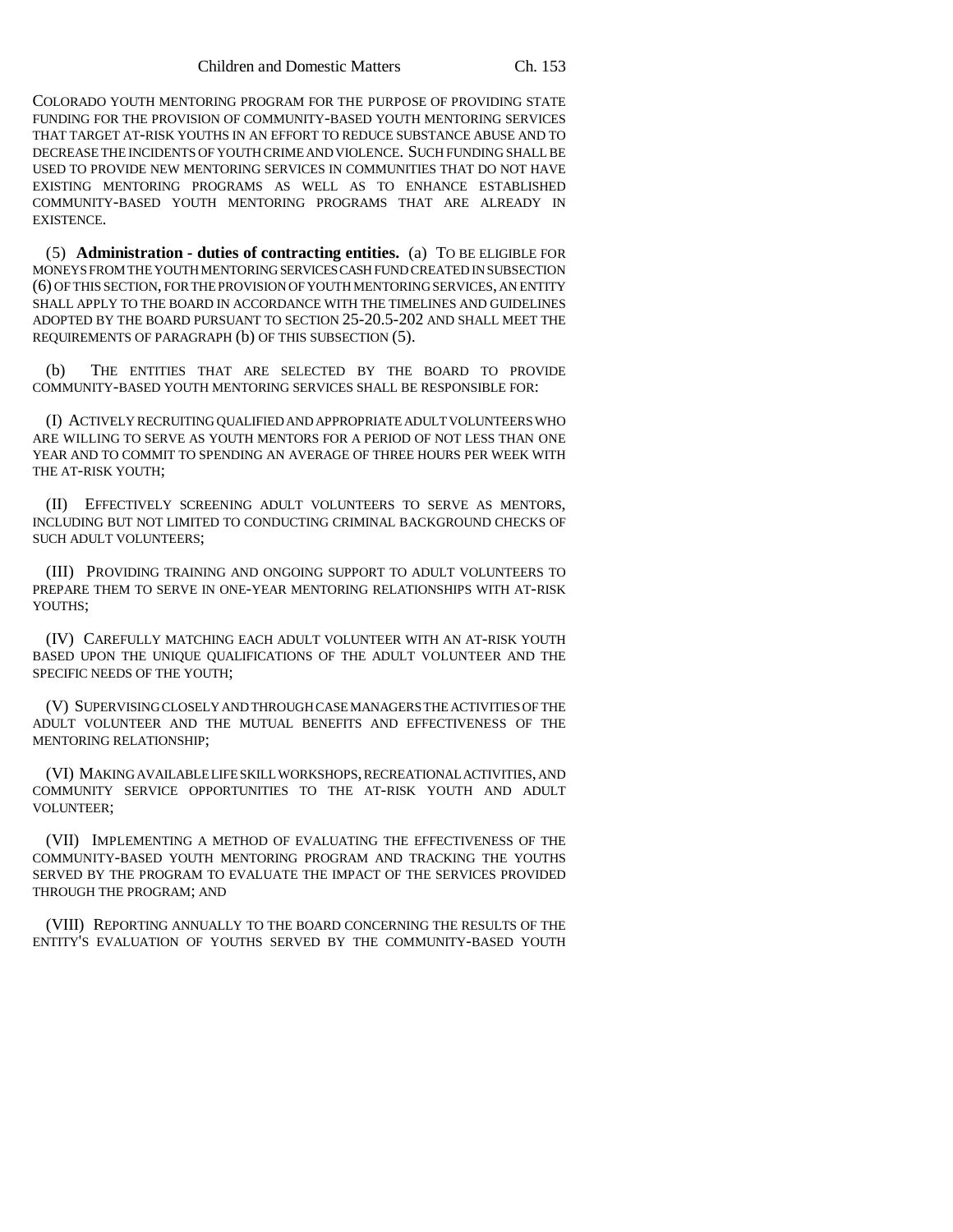COLORADO YOUTH MENTORING PROGRAM FOR THE PURPOSE OF PROVIDING STATE FUNDING FOR THE PROVISION OF COMMUNITY-BASED YOUTH MENTORING SERVICES THAT TARGET AT-RISK YOUTHS IN AN EFFORT TO REDUCE SUBSTANCE ABUSE AND TO DECREASE THE INCIDENTS OF YOUTH CRIME AND VIOLENCE. SUCH FUNDING SHALL BE USED TO PROVIDE NEW MENTORING SERVICES IN COMMUNITIES THAT DO NOT HAVE EXISTING MENTORING PROGRAMS AS WELL AS TO ENHANCE ESTABLISHED COMMUNITY-BASED YOUTH MENTORING PROGRAMS THAT ARE ALREADY IN EXISTENCE.

(5) **Administration - duties of contracting entities.** (a) TO BE ELIGIBLE FOR MONEYS FROM THE YOUTH MENTORING SERVICES CASH FUND CREATED IN SUBSECTION (6) OF THIS SECTION, FOR THE PROVISION OF YOUTH MENTORING SERVICES, AN ENTITY SHALL APPLY TO THE BOARD IN ACCORDANCE WITH THE TIMELINES AND GUIDELINES ADOPTED BY THE BOARD PURSUANT TO SECTION 25-20.5-202 AND SHALL MEET THE REQUIREMENTS OF PARAGRAPH (b) OF THIS SUBSECTION (5).

(b) THE ENTITIES THAT ARE SELECTED BY THE BOARD TO PROVIDE COMMUNITY-BASED YOUTH MENTORING SERVICES SHALL BE RESPONSIBLE FOR:

(I) ACTIVELY RECRUITING QUALIFIED AND APPROPRIATE ADULT VOLUNTEERS WHO ARE WILLING TO SERVE AS YOUTH MENTORS FOR A PERIOD OF NOT LESS THAN ONE YEAR AND TO COMMIT TO SPENDING AN AVERAGE OF THREE HOURS PER WEEK WITH THE AT-RISK YOUTH;

(II) EFFECTIVELY SCREENING ADULT VOLUNTEERS TO SERVE AS MENTORS, INCLUDING BUT NOT LIMITED TO CONDUCTING CRIMINAL BACKGROUND CHECKS OF SUCH ADULT VOLUNTEERS;

(III) PROVIDING TRAINING AND ONGOING SUPPORT TO ADULT VOLUNTEERS TO PREPARE THEM TO SERVE IN ONE-YEAR MENTORING RELATIONSHIPS WITH AT-RISK YOUTHS;

(IV) CAREFULLY MATCHING EACH ADULT VOLUNTEER WITH AN AT-RISK YOUTH BASED UPON THE UNIQUE QUALIFICATIONS OF THE ADULT VOLUNTEER AND THE SPECIFIC NEEDS OF THE YOUTH;

(V) SUPERVISING CLOSELY AND THROUGH CASE MANAGERS THE ACTIVITIES OF THE ADULT VOLUNTEER AND THE MUTUAL BENEFITS AND EFFECTIVENESS OF THE MENTORING RELATIONSHIP;

(VI) MAKING AVAILABLE LIFE SKILL WORKSHOPS, RECREATIONAL ACTIVITIES, AND COMMUNITY SERVICE OPPORTUNITIES TO THE AT-RISK YOUTH AND ADULT VOLUNTEER;

(VII) IMPLEMENTING A METHOD OF EVALUATING THE EFFECTIVENESS OF THE COMMUNITY-BASED YOUTH MENTORING PROGRAM AND TRACKING THE YOUTHS SERVED BY THE PROGRAM TO EVALUATE THE IMPACT OF THE SERVICES PROVIDED THROUGH THE PROGRAM; AND

(VIII) REPORTING ANNUALLY TO THE BOARD CONCERNING THE RESULTS OF THE ENTITY'S EVALUATION OF YOUTHS SERVED BY THE COMMUNITY-BASED YOUTH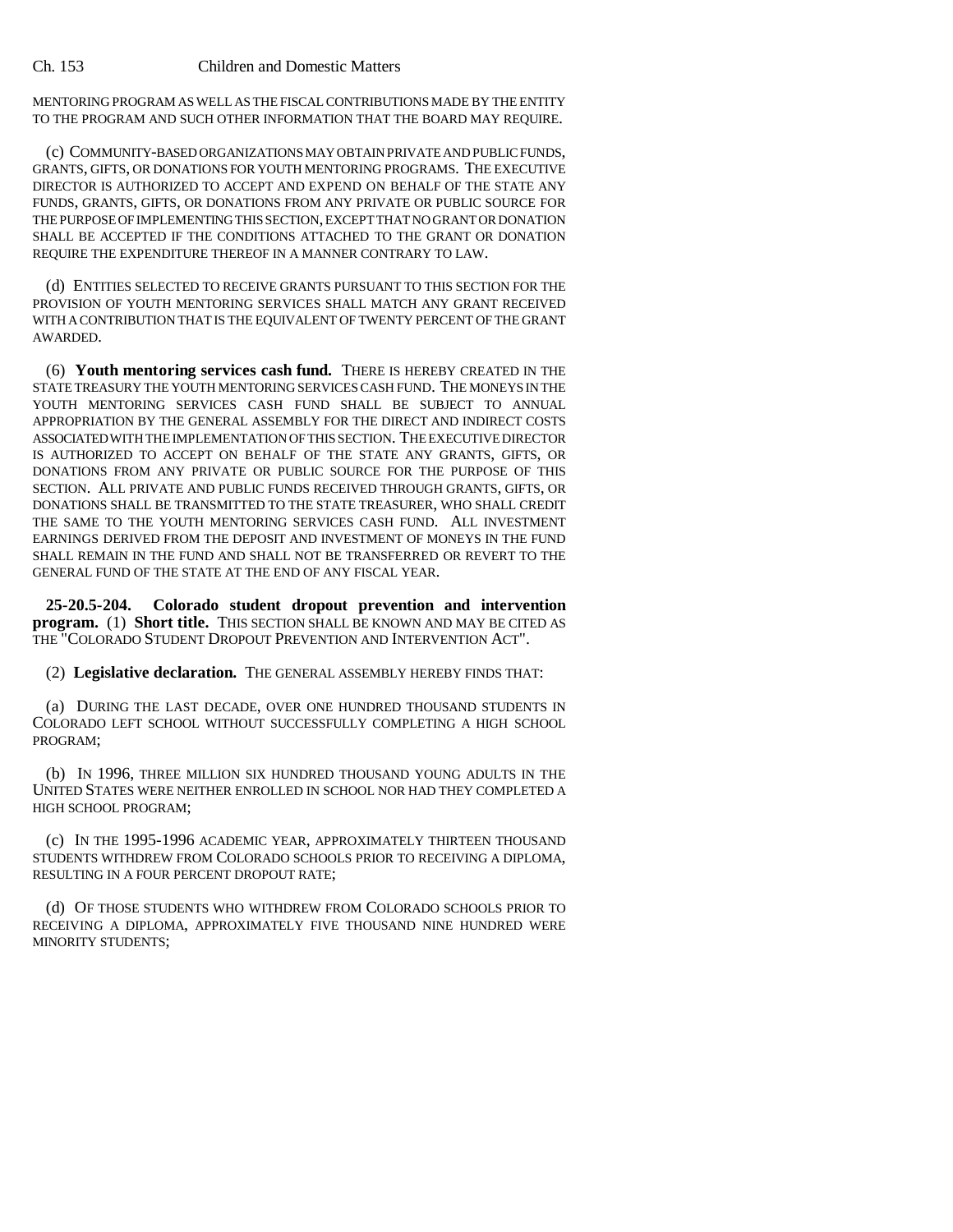MENTORING PROGRAM AS WELL AS THE FISCAL CONTRIBUTIONS MADE BY THE ENTITY TO THE PROGRAM AND SUCH OTHER INFORMATION THAT THE BOARD MAY REQUIRE.

(c) COMMUNITY-BASED ORGANIZATIONS MAY OBTAIN PRIVATE AND PUBLIC FUNDS, GRANTS, GIFTS, OR DONATIONS FOR YOUTH MENTORING PROGRAMS. THE EXECUTIVE DIRECTOR IS AUTHORIZED TO ACCEPT AND EXPEND ON BEHALF OF THE STATE ANY FUNDS, GRANTS, GIFTS, OR DONATIONS FROM ANY PRIVATE OR PUBLIC SOURCE FOR THE PURPOSE OF IMPLEMENTING THIS SECTION, EXCEPT THAT NO GRANT OR DONATION SHALL BE ACCEPTED IF THE CONDITIONS ATTACHED TO THE GRANT OR DONATION REQUIRE THE EXPENDITURE THEREOF IN A MANNER CONTRARY TO LAW.

(d) ENTITIES SELECTED TO RECEIVE GRANTS PURSUANT TO THIS SECTION FOR THE PROVISION OF YOUTH MENTORING SERVICES SHALL MATCH ANY GRANT RECEIVED WITH A CONTRIBUTION THAT IS THE EQUIVALENT OF TWENTY PERCENT OF THE GRANT AWARDED.

(6) **Youth mentoring services cash fund.** THERE IS HEREBY CREATED IN THE STATE TREASURY THE YOUTH MENTORING SERVICES CASH FUND. THE MONEYS IN THE YOUTH MENTORING SERVICES CASH FUND SHALL BE SUBJECT TO ANNUAL APPROPRIATION BY THE GENERAL ASSEMBLY FOR THE DIRECT AND INDIRECT COSTS ASSOCIATED WITH THE IMPLEMENTATION OF THIS SECTION. THE EXECUTIVE DIRECTOR IS AUTHORIZED TO ACCEPT ON BEHALF OF THE STATE ANY GRANTS, GIFTS, OR DONATIONS FROM ANY PRIVATE OR PUBLIC SOURCE FOR THE PURPOSE OF THIS SECTION. ALL PRIVATE AND PUBLIC FUNDS RECEIVED THROUGH GRANTS, GIFTS, OR DONATIONS SHALL BE TRANSMITTED TO THE STATE TREASURER, WHO SHALL CREDIT THE SAME TO THE YOUTH MENTORING SERVICES CASH FUND. ALL INVESTMENT EARNINGS DERIVED FROM THE DEPOSIT AND INVESTMENT OF MONEYS IN THE FUND SHALL REMAIN IN THE FUND AND SHALL NOT BE TRANSFERRED OR REVERT TO THE GENERAL FUND OF THE STATE AT THE END OF ANY FISCAL YEAR.

**25-20.5-204. Colorado student dropout prevention and intervention program.** (1) **Short title.** THIS SECTION SHALL BE KNOWN AND MAY BE CITED AS THE "COLORADO STUDENT DROPOUT PREVENTION AND INTERVENTION ACT".

(2) **Legislative declaration.** THE GENERAL ASSEMBLY HEREBY FINDS THAT:

(a) DURING THE LAST DECADE, OVER ONE HUNDRED THOUSAND STUDENTS IN COLORADO LEFT SCHOOL WITHOUT SUCCESSFULLY COMPLETING A HIGH SCHOOL PROGRAM;

(b) IN 1996, THREE MILLION SIX HUNDRED THOUSAND YOUNG ADULTS IN THE UNITED STATES WERE NEITHER ENROLLED IN SCHOOL NOR HAD THEY COMPLETED A HIGH SCHOOL PROGRAM;

(c) IN THE 1995-1996 ACADEMIC YEAR, APPROXIMATELY THIRTEEN THOUSAND STUDENTS WITHDREW FROM COLORADO SCHOOLS PRIOR TO RECEIVING A DIPLOMA, RESULTING IN A FOUR PERCENT DROPOUT RATE;

(d) OF THOSE STUDENTS WHO WITHDREW FROM COLORADO SCHOOLS PRIOR TO RECEIVING A DIPLOMA, APPROXIMATELY FIVE THOUSAND NINE HUNDRED WERE MINORITY STUDENTS;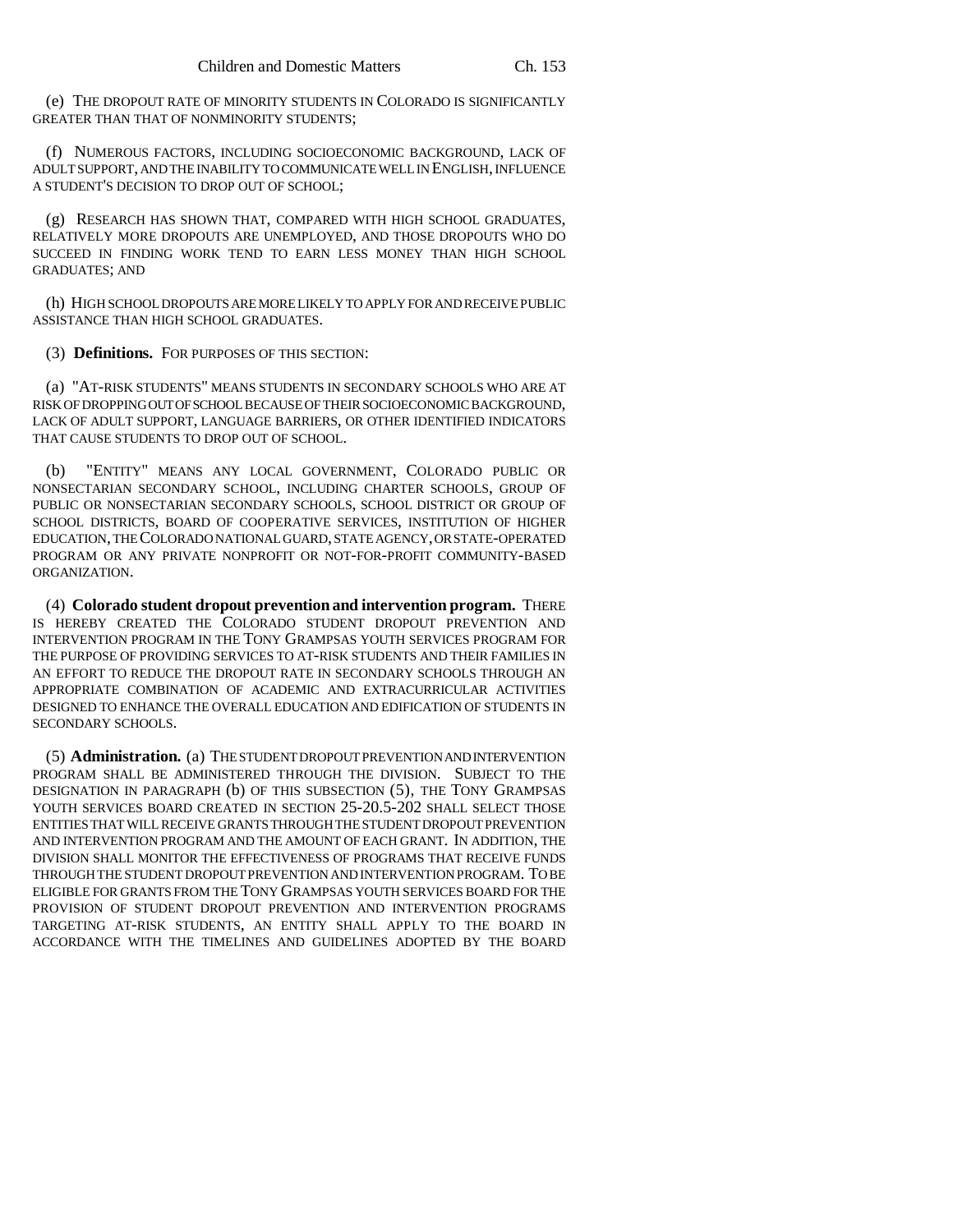(e) THE DROPOUT RATE OF MINORITY STUDENTS IN COLORADO IS SIGNIFICANTLY GREATER THAN THAT OF NONMINORITY STUDENTS;

(f) NUMEROUS FACTORS, INCLUDING SOCIOECONOMIC BACKGROUND, LACK OF ADULT SUPPORT, AND THE INABILITY TO COMMUNICATE WELL IN ENGLISH, INFLUENCE A STUDENT'S DECISION TO DROP OUT OF SCHOOL;

(g) RESEARCH HAS SHOWN THAT, COMPARED WITH HIGH SCHOOL GRADUATES, RELATIVELY MORE DROPOUTS ARE UNEMPLOYED, AND THOSE DROPOUTS WHO DO SUCCEED IN FINDING WORK TEND TO EARN LESS MONEY THAN HIGH SCHOOL GRADUATES; AND

(h) HIGH SCHOOL DROPOUTS ARE MORE LIKELY TO APPLY FOR AND RECEIVE PUBLIC ASSISTANCE THAN HIGH SCHOOL GRADUATES.

(3) **Definitions.** FOR PURPOSES OF THIS SECTION:

(a) "AT-RISK STUDENTS" MEANS STUDENTS IN SECONDARY SCHOOLS WHO ARE AT RISK OF DROPPING OUT OF SCHOOL BECAUSE OF THEIR SOCIOECONOMIC BACKGROUND, LACK OF ADULT SUPPORT, LANGUAGE BARRIERS, OR OTHER IDENTIFIED INDICATORS THAT CAUSE STUDENTS TO DROP OUT OF SCHOOL.

(b) "ENTITY" MEANS ANY LOCAL GOVERNMENT, COLORADO PUBLIC OR NONSECTARIAN SECONDARY SCHOOL, INCLUDING CHARTER SCHOOLS, GROUP OF PUBLIC OR NONSECTARIAN SECONDARY SCHOOLS, SCHOOL DISTRICT OR GROUP OF SCHOOL DISTRICTS, BOARD OF COOPERATIVE SERVICES, INSTITUTION OF HIGHER EDUCATION, THE COLORADO NATIONAL GUARD, STATE AGENCY, OR STATE-OPERATED PROGRAM OR ANY PRIVATE NONPROFIT OR NOT-FOR-PROFIT COMMUNITY-BASED ORGANIZATION.

(4) **Colorado student dropout prevention and intervention program.** THERE IS HEREBY CREATED THE COLORADO STUDENT DROPOUT PREVENTION AND INTERVENTION PROGRAM IN THE TONY GRAMPSAS YOUTH SERVICES PROGRAM FOR THE PURPOSE OF PROVIDING SERVICES TO AT-RISK STUDENTS AND THEIR FAMILIES IN AN EFFORT TO REDUCE THE DROPOUT RATE IN SECONDARY SCHOOLS THROUGH AN APPROPRIATE COMBINATION OF ACADEMIC AND EXTRACURRICULAR ACTIVITIES DESIGNED TO ENHANCE THE OVERALL EDUCATION AND EDIFICATION OF STUDENTS IN SECONDARY SCHOOLS.

(5) **Administration.** (a) THE STUDENT DROPOUT PREVENTION AND INTERVENTION PROGRAM SHALL BE ADMINISTERED THROUGH THE DIVISION. SUBJECT TO THE DESIGNATION IN PARAGRAPH (b) OF THIS SUBSECTION (5), THE TONY GRAMPSAS YOUTH SERVICES BOARD CREATED IN SECTION 25-20.5-202 SHALL SELECT THOSE ENTITIES THAT WILL RECEIVE GRANTS THROUGH THE STUDENT DROPOUT PREVENTION AND INTERVENTION PROGRAM AND THE AMOUNT OF EACH GRANT. IN ADDITION, THE DIVISION SHALL MONITOR THE EFFECTIVENESS OF PROGRAMS THAT RECEIVE FUNDS THROUGH THE STUDENT DROPOUT PREVENTION AND INTERVENTION PROGRAM. TO BE ELIGIBLE FOR GRANTS FROM THE TONY GRAMPSAS YOUTH SERVICES BOARD FOR THE PROVISION OF STUDENT DROPOUT PREVENTION AND INTERVENTION PROGRAMS TARGETING AT-RISK STUDENTS, AN ENTITY SHALL APPLY TO THE BOARD IN ACCORDANCE WITH THE TIMELINES AND GUIDELINES ADOPTED BY THE BOARD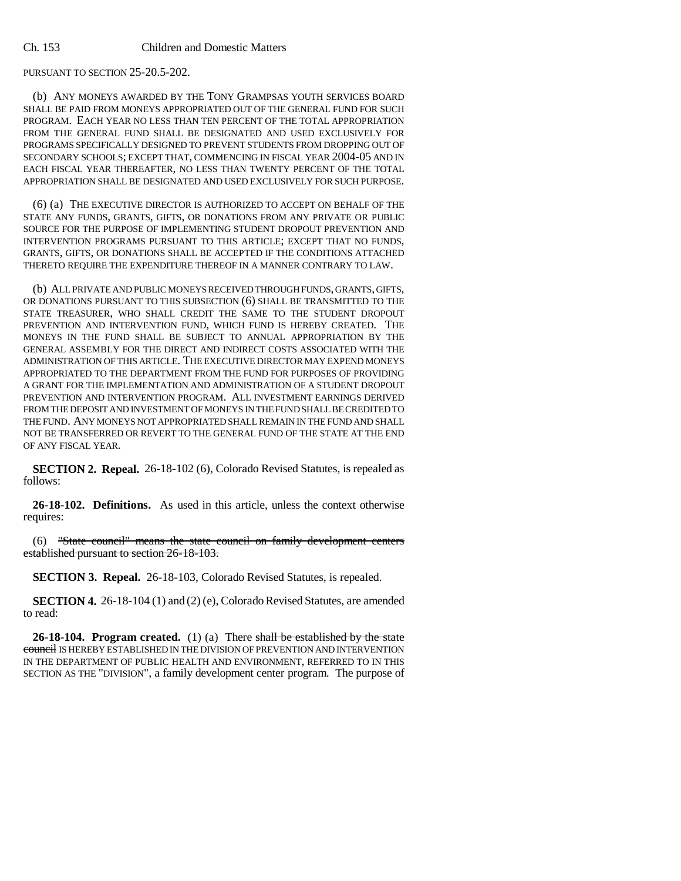PURSUANT TO SECTION 25-20.5-202.

(b) ANY MONEYS AWARDED BY THE TONY GRAMPSAS YOUTH SERVICES BOARD SHALL BE PAID FROM MONEYS APPROPRIATED OUT OF THE GENERAL FUND FOR SUCH PROGRAM. EACH YEAR NO LESS THAN TEN PERCENT OF THE TOTAL APPROPRIATION FROM THE GENERAL FUND SHALL BE DESIGNATED AND USED EXCLUSIVELY FOR PROGRAMS SPECIFICALLY DESIGNED TO PREVENT STUDENTS FROM DROPPING OUT OF SECONDARY SCHOOLS; EXCEPT THAT, COMMENCING IN FISCAL YEAR 2004-05 AND IN EACH FISCAL YEAR THEREAFTER, NO LESS THAN TWENTY PERCENT OF THE TOTAL APPROPRIATION SHALL BE DESIGNATED AND USED EXCLUSIVELY FOR SUCH PURPOSE.

(6) (a) THE EXECUTIVE DIRECTOR IS AUTHORIZED TO ACCEPT ON BEHALF OF THE STATE ANY FUNDS, GRANTS, GIFTS, OR DONATIONS FROM ANY PRIVATE OR PUBLIC SOURCE FOR THE PURPOSE OF IMPLEMENTING STUDENT DROPOUT PREVENTION AND INTERVENTION PROGRAMS PURSUANT TO THIS ARTICLE; EXCEPT THAT NO FUNDS, GRANTS, GIFTS, OR DONATIONS SHALL BE ACCEPTED IF THE CONDITIONS ATTACHED THERETO REQUIRE THE EXPENDITURE THEREOF IN A MANNER CONTRARY TO LAW.

(b) ALL PRIVATE AND PUBLIC MONEYS RECEIVED THROUGH FUNDS, GRANTS, GIFTS, OR DONATIONS PURSUANT TO THIS SUBSECTION (6) SHALL BE TRANSMITTED TO THE STATE TREASURER, WHO SHALL CREDIT THE SAME TO THE STUDENT DROPOUT PREVENTION AND INTERVENTION FUND, WHICH FUND IS HEREBY CREATED. THE MONEYS IN THE FUND SHALL BE SUBJECT TO ANNUAL APPROPRIATION BY THE GENERAL ASSEMBLY FOR THE DIRECT AND INDIRECT COSTS ASSOCIATED WITH THE ADMINISTRATION OF THIS ARTICLE. THE EXECUTIVE DIRECTOR MAY EXPEND MONEYS APPROPRIATED TO THE DEPARTMENT FROM THE FUND FOR PURPOSES OF PROVIDING A GRANT FOR THE IMPLEMENTATION AND ADMINISTRATION OF A STUDENT DROPOUT PREVENTION AND INTERVENTION PROGRAM. ALL INVESTMENT EARNINGS DERIVED FROM THE DEPOSIT AND INVESTMENT OF MONEYS IN THE FUND SHALL BE CREDITED TO THE FUND. ANY MONEYS NOT APPROPRIATED SHALL REMAIN IN THE FUND AND SHALL NOT BE TRANSFERRED OR REVERT TO THE GENERAL FUND OF THE STATE AT THE END OF ANY FISCAL YEAR.

**SECTION 2. Repeal.** 26-18-102 (6), Colorado Revised Statutes, is repealed as follows:

**26-18-102. Definitions.** As used in this article, unless the context otherwise requires:

(6) ~~"State council" means the state council on family development centers established pursuant to section 26-18-103.~~

**SECTION 3. Repeal.** 26-18-103, Colorado Revised Statutes, is repealed.

**SECTION 4.** 26-18-104 (1) and (2) (e), Colorado Revised Statutes, are amended to read:

**26-18-104. Program created.** (1) (a) There ~~shall be established by the state council~~ IS HEREBY ESTABLISHED IN THE DIVISION OF PREVENTION AND INTERVENTION IN THE DEPARTMENT OF PUBLIC HEALTH AND ENVIRONMENT, REFERRED TO IN THIS SECTION AS THE "DIVISION", a family development center program. The purpose of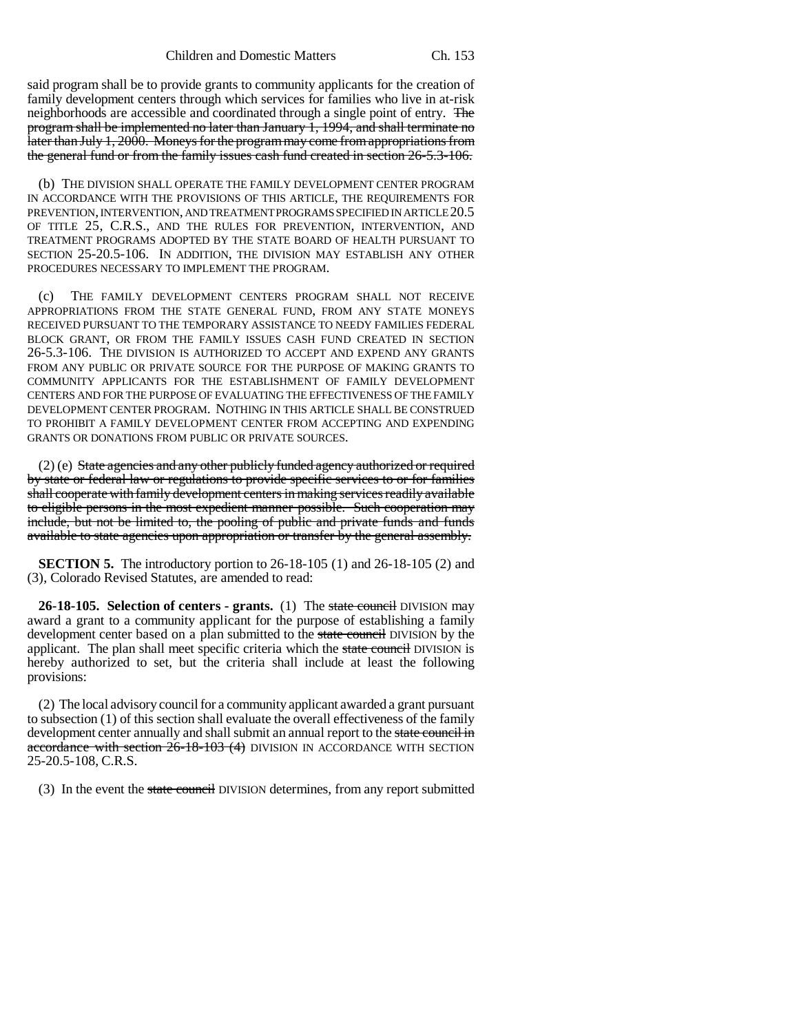said program shall be to provide grants to community applicants for the creation of family development centers through which services for families who live in at-risk neighborhoods are accessible and coordinated through a single point of entry. ~~The program shall be implemented no later than January 1, 1994, and shall terminate no later than July 1, 2000. Moneys for the program may come from appropriations from the general fund or from the family issues cash fund created in section 26-5.3-106.~~

(b) THE DIVISION SHALL OPERATE THE FAMILY DEVELOPMENT CENTER PROGRAM IN ACCORDANCE WITH THE PROVISIONS OF THIS ARTICLE, THE REQUIREMENTS FOR PREVENTION, INTERVENTION, AND TREATMENT PROGRAMS SPECIFIED IN ARTICLE 20.5 OF TITLE 25, C.R.S., AND THE RULES FOR PREVENTION, INTERVENTION, AND TREATMENT PROGRAMS ADOPTED BY THE STATE BOARD OF HEALTH PURSUANT TO SECTION 25-20.5-106. IN ADDITION, THE DIVISION MAY ESTABLISH ANY OTHER PROCEDURES NECESSARY TO IMPLEMENT THE PROGRAM.

(c) THE FAMILY DEVELOPMENT CENTERS PROGRAM SHALL NOT RECEIVE APPROPRIATIONS FROM THE STATE GENERAL FUND, FROM ANY STATE MONEYS RECEIVED PURSUANT TO THE TEMPORARY ASSISTANCE TO NEEDY FAMILIES FEDERAL BLOCK GRANT, OR FROM THE FAMILY ISSUES CASH FUND CREATED IN SECTION 26-5.3-106. THE DIVISION IS AUTHORIZED TO ACCEPT AND EXPEND ANY GRANTS FROM ANY PUBLIC OR PRIVATE SOURCE FOR THE PURPOSE OF MAKING GRANTS TO COMMUNITY APPLICANTS FOR THE ESTABLISHMENT OF FAMILY DEVELOPMENT CENTERS AND FOR THE PURPOSE OF EVALUATING THE EFFECTIVENESS OF THE FAMILY DEVELOPMENT CENTER PROGRAM. NOTHING IN THIS ARTICLE SHALL BE CONSTRUED TO PROHIBIT A FAMILY DEVELOPMENT CENTER FROM ACCEPTING AND EXPENDING GRANTS OR DONATIONS FROM PUBLIC OR PRIVATE SOURCES.

(2) (e) ~~State agencies and any other publicly funded agency authorized or required by state or federal law or regulations to provide specific services to or for families shall cooperate with family development centers in making services readily available to eligible persons in the most expedient manner possible. Such cooperation may include, but not be limited to, the pooling of public and private funds and funds available to state agencies upon appropriation or transfer by the general assembly.~~

**SECTION 5.** The introductory portion to 26-18-105 (1) and 26-18-105 (2) and (3), Colorado Revised Statutes, are amended to read:

**26-18-105. Selection of centers - grants.** (1) The ~~state council~~ DIVISION may award a grant to a community applicant for the purpose of establishing a family development center based on a plan submitted to the ~~state council~~ DIVISION by the applicant. The plan shall meet specific criteria which the ~~state council~~ DIVISION is hereby authorized to set, but the criteria shall include at least the following provisions:

(2) The local advisory council for a community applicant awarded a grant pursuant to subsection (1) of this section shall evaluate the overall effectiveness of the family development center annually and shall submit an annual report to the ~~state council in accordance with section 26-18-103 (4)~~ DIVISION IN ACCORDANCE WITH SECTION 25-20.5-108, C.R.S.

(3) In the event the ~~state council~~ DIVISION determines, from any report submitted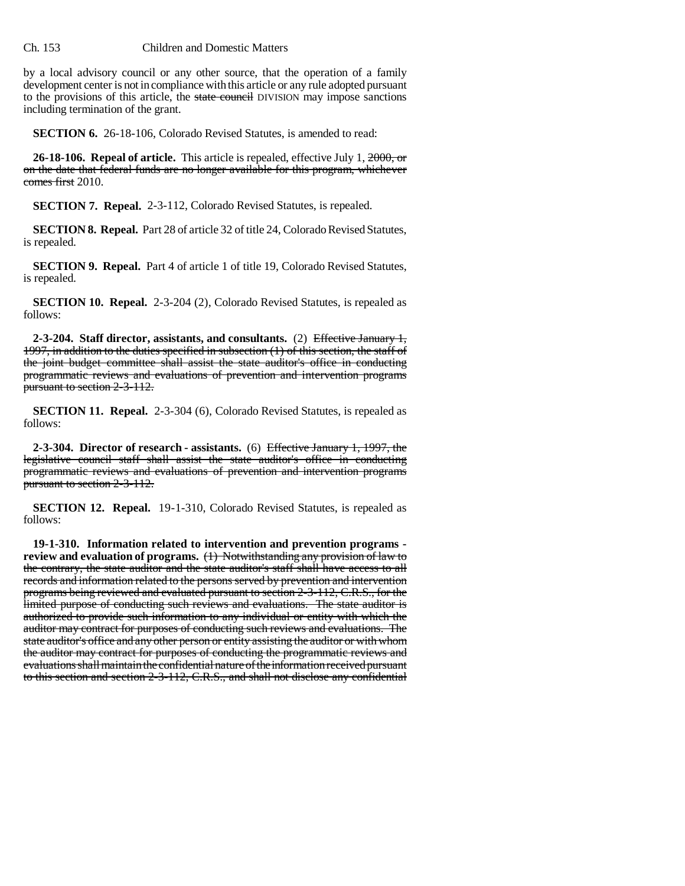by a local advisory council or any other source, that the operation of a family development center is not in compliance with this article or any rule adopted pursuant to the provisions of this article, the ~~state council~~ DIVISION may impose sanctions including termination of the grant.

**SECTION 6.** 26-18-106, Colorado Revised Statutes, is amended to read:

**26-18-106. Repeal of article.** This article is repealed, effective July 1, ~~2000, or on the date that federal funds are no longer available for this program, whichever comes first~~ 2010.

**SECTION 7. Repeal.** 2-3-112, Colorado Revised Statutes, is repealed.

**SECTION 8. Repeal.** Part 28 of article 32 of title 24, Colorado Revised Statutes, is repealed.

**SECTION 9. Repeal.** Part 4 of article 1 of title 19, Colorado Revised Statutes, is repealed.

**SECTION 10. Repeal.** 2-3-204 (2), Colorado Revised Statutes, is repealed as follows:

**2-3-204. Staff director, assistants, and consultants.** (2) ~~Effective January 1, 1997, in addition to the duties specified in subsection (1) of this section, the staff of the joint budget committee shall assist the state auditor's office in conducting programmatic reviews and evaluations of prevention and intervention programs pursuant to section 2-3-112.~~

**SECTION 11. Repeal.** 2-3-304 (6), Colorado Revised Statutes, is repealed as follows:

**2-3-304. Director of research - assistants.** (6) ~~Effective January 1, 1997, the legislative council staff shall assist the state auditor's office in conducting programmatic reviews and evaluations of prevention and intervention programs pursuant to section 2-3-112.~~

**SECTION 12. Repeal.** 19-1-310, Colorado Revised Statutes, is repealed as follows:

**19-1-310. Information related to intervention and prevention programs - review and evaluation of programs.** ~~(1) Notwithstanding any provision of law to the contrary, the state auditor and the state auditor's staff shall have access to all records and information related to the persons served by prevention and intervention programs being reviewed and evaluated pursuant to section 2-3-112, C.R.S., for the limited purpose of conducting such reviews and evaluations. The state auditor is authorized to provide such information to any individual or entity with which the auditor may contract for purposes of conducting such reviews and evaluations. The state auditor's office and any other person or entity assisting the auditor or with whom the auditor may contract for purposes of conducting the programmatic reviews and evaluations shall maintain the confidential nature of the information received pursuant to this section and section 2-3-112, C.R.S., and shall not disclose any confidential~~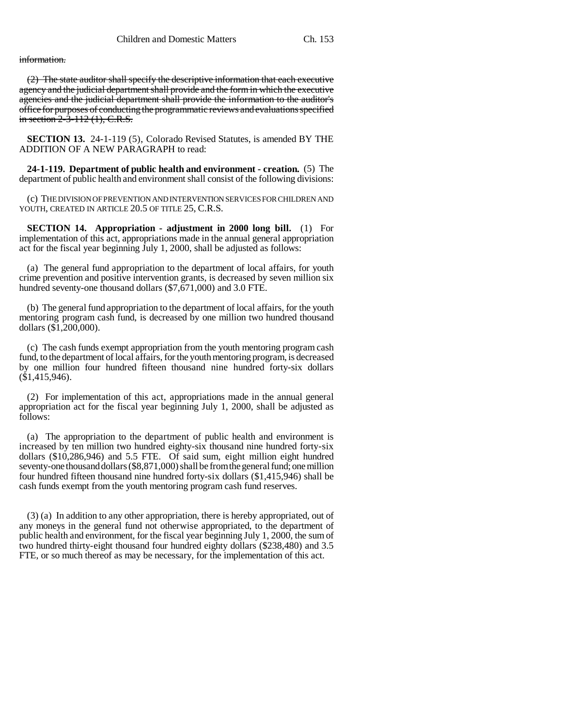~~information.~~

~~(2) The state auditor shall specify the descriptive information that each executive agency and the judicial department shall provide and the form in which the executive agencies and the judicial department shall provide the information to the auditor's office for purposes of conducting the programmatic reviews and evaluations specified in section 2-3-112 (1), C.R.S.~~

**SECTION 13.** 24-1-119 (5), Colorado Revised Statutes, is amended BY THE ADDITION OF A NEW PARAGRAPH to read:

**24-1-119. Department of public health and environment - creation.** (5) The department of public health and environment shall consist of the following divisions:

(c) THE DIVISION OF PREVENTION AND INTERVENTION SERVICES FOR CHILDREN AND YOUTH, CREATED IN ARTICLE 20.5 OF TITLE 25, C.R.S.

**SECTION 14. Appropriation - adjustment in 2000 long bill.** (1) For implementation of this act, appropriations made in the annual general appropriation act for the fiscal year beginning July 1, 2000, shall be adjusted as follows:

(a) The general fund appropriation to the department of local affairs, for youth crime prevention and positive intervention grants, is decreased by seven million six hundred seventy-one thousand dollars ($7,671,000) and 3.0 FTE.

(b) The general fund appropriation to the department of local affairs, for the youth mentoring program cash fund, is decreased by one million two hundred thousand dollars ($1,200,000).

(c) The cash funds exempt appropriation from the youth mentoring program cash fund, to the department of local affairs, for the youth mentoring program, is decreased by one million four hundred fifteen thousand nine hundred forty-six dollars ($1,415,946).

(2) For implementation of this act, appropriations made in the annual general appropriation act for the fiscal year beginning July 1, 2000, shall be adjusted as follows:

(a) The appropriation to the department of public health and environment is increased by ten million two hundred eighty-six thousand nine hundred forty-six dollars ($10,286,946) and 5.5 FTE. Of said sum, eight million eight hundred seventy-one thousand dollars ($8,871,000) shall be from the general fund; one million four hundred fifteen thousand nine hundred forty-six dollars ($1,415,946) shall be cash funds exempt from the youth mentoring program cash fund reserves.

(3) (a) In addition to any other appropriation, there is hereby appropriated, out of any moneys in the general fund not otherwise appropriated, to the department of public health and environment, for the fiscal year beginning July 1, 2000, the sum of two hundred thirty-eight thousand four hundred eighty dollars ($238,480) and 3.5 FTE, or so much thereof as may be necessary, for the implementation of this act.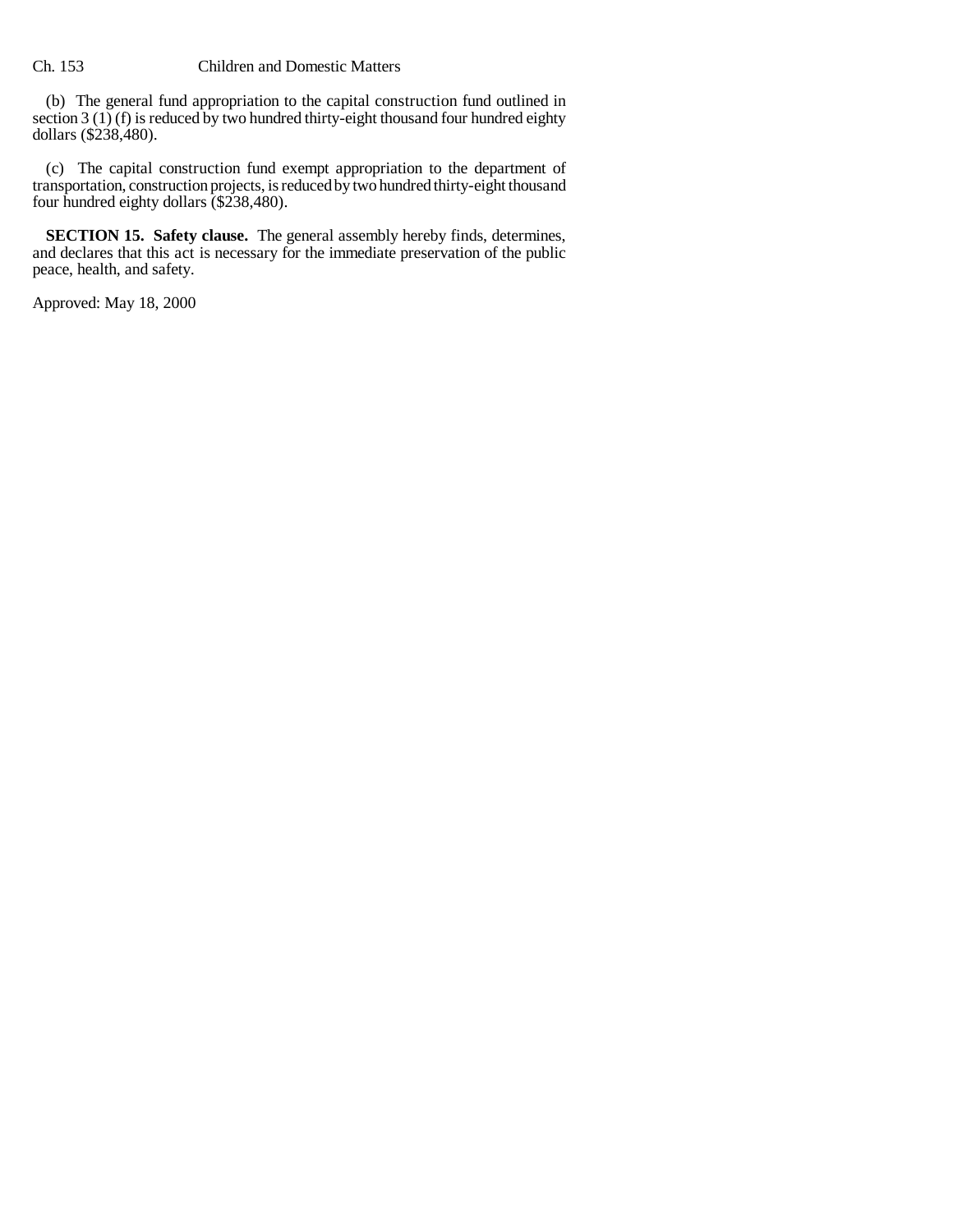(b) The general fund appropriation to the capital construction fund outlined in section 3 (1) (f) is reduced by two hundred thirty-eight thousand four hundred eighty dollars ($238,480).

(c) The capital construction fund exempt appropriation to the department of transportation, construction projects, is reduced by two hundred thirty-eight thousand four hundred eighty dollars ($238,480).

**SECTION 15. Safety clause.** The general assembly hereby finds, determines, and declares that this act is necessary for the immediate preservation of the public peace, health, and safety.

Approved: May 18, 2000